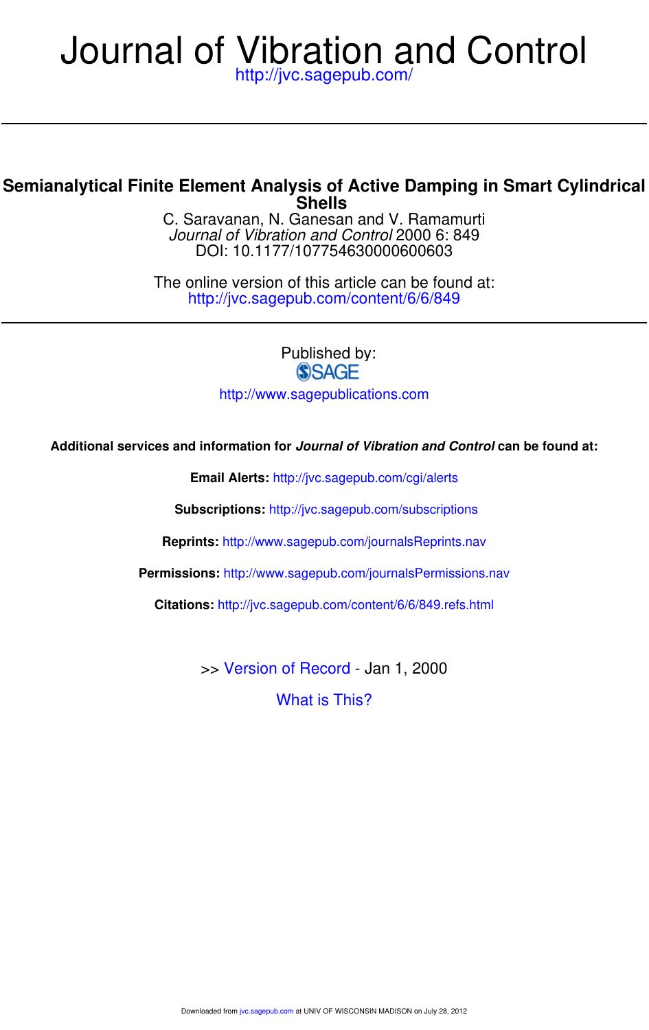# Journal of Vibration and Control

http://jvc.sagepub.com/

## Semianalytical Finite Element Analysis of Active Damping in Smart Cylindrical Shells

C. Saravanan, N. Ganesan and V. Ramamurti

*Journal of Vibration and Control* 2000 6: 849

DOI: 10.1177/107754630000600603

The online version of this article can be found at:

http://jvc.sagepub.com/content/6/6/849

Published by:

SAGE

http://www.sagepublications.com

**Additional services and information for *Journal of Vibration and Control* can be found at:**

**Email Alerts:** http://jvc.sagepub.com/cgi/alerts

**Subscriptions:** http://jvc.sagepub.com/subscriptions

**Reprints:** http://www.sagepub.com/journalsReprints.nav

**Permissions:** http://www.sagepub.com/journalsPermissions.nav

**Citations:** http://jvc.sagepub.com/content/6/6/849.refs.html

>> Version of Record - Jan 1, 2000

What is This?

Downloaded from jvc.sagepub.com at UNIV OF WISCONSIN MADISON on July 28, 2012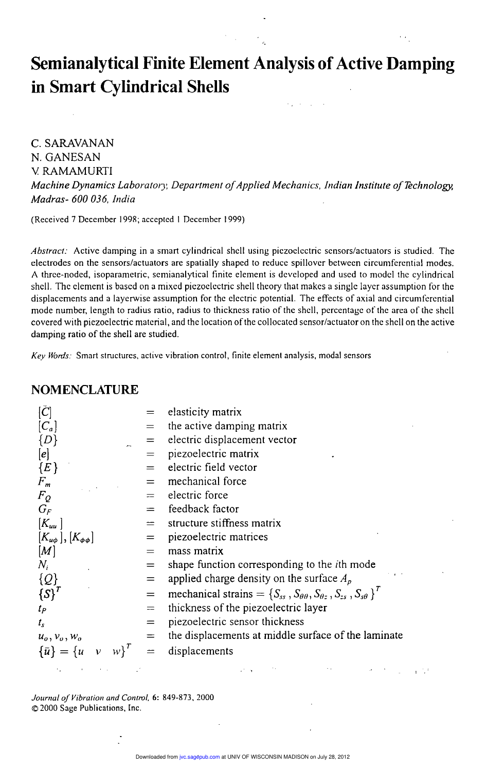# Semianalytical Finite Element Analysis of Active Damping in Smart Cylindrical Shells

C. SARAVANAN
N. GANESAN
V. RAMAMURTI

*Machine Dynamics Laboratory, Department of Applied Mechanics, Indian Institute of Technology, Madras- 600 036, India*

(Received 7 December 1998; accepted 1 December 1999)

*Abstract:* Active damping in a smart cylindrical shell using piezoelectric sensors/actuators is studied. The electrodes on the sensors/actuators are spatially shaped to reduce spillover between circumferential modes. A three-noded, isoparametric, semianalytical finite element is developed and used to model the cylindrical shell. The element is based on a mixed piezoelectric shell theory that makes a single layer assumption for the displacements and a layerwise assumption for the electric potential. The effects of axial and circumferential mode number, length to radius ratio, radius to thickness ratio of the shell, percentage of the area of the shell covered with piezoelectric material, and the location of the collocated sensor/actuator on the shell on the active damping ratio of the shell are studied.

*Key Words:* Smart structures, active vibration control, finite element analysis, modal sensors

## NOMENCLATURE

| | | |
|---|---|---|
| $[\bar{C}]$ | = | elasticity matrix |
| $[C_a]$ | = | the active damping matrix |
| $\{D\}$ | = | electric displacement vector |
| $[e]$ | = | piezoelectric matrix |
| $\{E\}$ | = | electric field vector |
| $F_m$ | = | mechanical force |
| $F_Q$ | = | electric force |
| $G_F$ | = | feedback factor |
| $[K_{uu}]$ | = | structure stiffness matrix |
| $[K_{u\phi}]$, $[K_{\phi\phi}]$ | = | piezoelectric matrices |
| $[M]$ | = | mass matrix |
| $N_i$ | = | shape function corresponding to the $i$th mode |
| $\{Q\}$ | = | applied charge density on the surface $A_p$ |
| $\{S\}^T$ | = | mechanical strains $= \{S_{ss}, S_{\theta\theta}, S_{\theta z}, S_{zs}, S_{s\theta}\}^T$ |
| $t_P$ | = | thickness of the piezoelectric layer |
| $t_s$ | = | piezoelectric sensor thickness |
| $u_o, v_o, w_o$ | = | the displacements at middle surface of the laminate |
| $\{\bar{u}\} = \{u \quad v \quad w\}^T$ | = | displacements |

*Journal of Vibration and Control*, **6**: 849-873, 2000
© 2000 Sage Publications, Inc.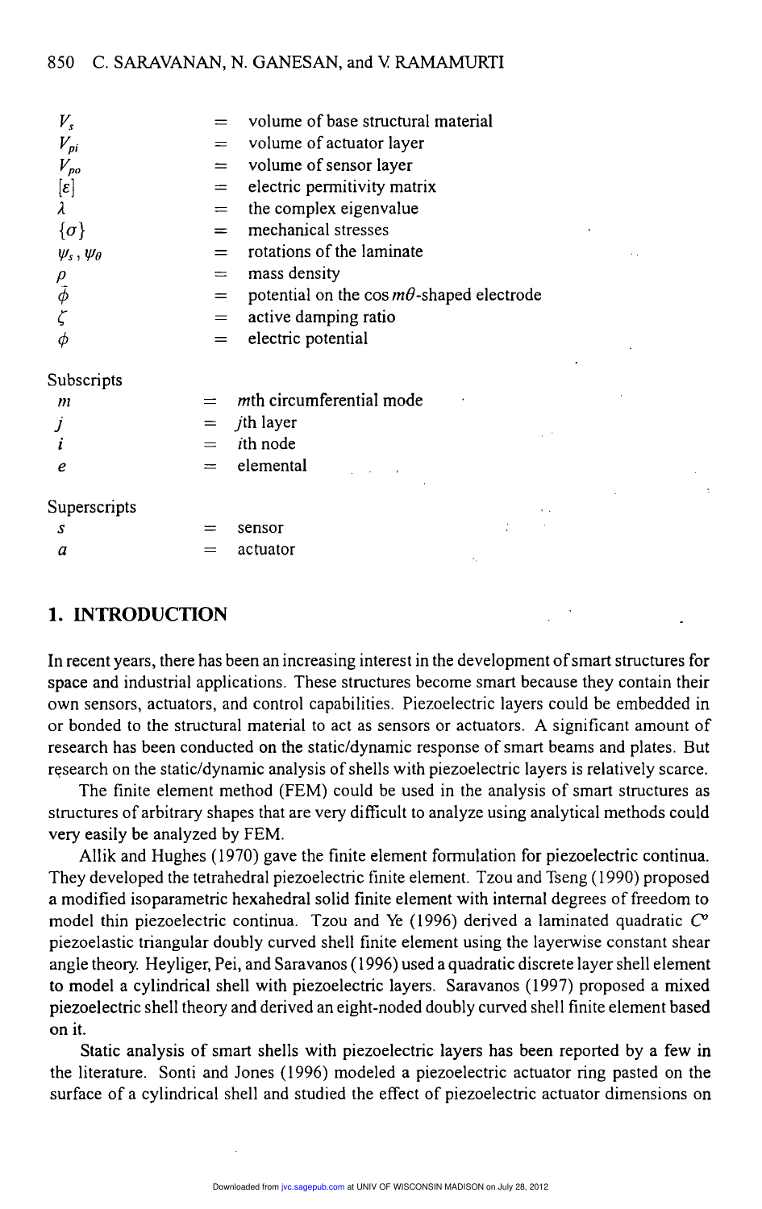| | | |
|---|---|---|
| $V_s$ | = | volume of base structural material |
| $V_{pi}$ | = | volume of actuator layer |
| $V_{po}$ | = | volume of sensor layer |
| $[\varepsilon]$ | = | electric permitivity matrix |
| $\lambda$ | = | the complex eigenvalue |
| $\{\sigma\}$ | = | mechanical stresses |
| $\psi_s$, $\psi_\theta$ | = | rotations of the laminate |
| $\rho$ | = | mass density |
| $\bar{\phi}$ | = | potential on the $\cos m\theta$-shaped electrode |
| $\zeta$ | = | active damping ratio |
| $\phi$ | = | electric potential |

Subscripts

| | | |
|---|---|---|
| $m$ | = | $m$th circumferential mode |
| $j$ | = | $j$th layer |
| $i$ | = | $i$th node |
| $e$ | = | elemental |

Superscripts

| | | |
|---|---|---|
| $s$ | = | sensor |
| $a$ | = | actuator |

## 1. INTRODUCTION

In recent years, there has been an increasing interest in the development of smart structures for space and industrial applications. These structures become smart because they contain their own sensors, actuators, and control capabilities. Piezoelectric layers could be embedded in or bonded to the structural material to act as sensors or actuators. A significant amount of research has been conducted on the static/dynamic response of smart beams and plates. But research on the static/dynamic analysis of shells with piezoelectric layers is relatively scarce.

The finite element method (FEM) could be used in the analysis of smart structures as structures of arbitrary shapes that are very difficult to analyze using analytical methods could very easily be analyzed by FEM.

Allik and Hughes (1970) gave the finite element formulation for piezoelectric continua. They developed the tetrahedral piezoelectric finite element. Tzou and Tseng (1990) proposed a modified isoparametric hexahedral solid finite element with internal degrees of freedom to model thin piezoelectric continua. Tzou and Ye (1996) derived a laminated quadratic $C^0$ piezoelastic triangular doubly curved shell finite element using the layerwise constant shear angle theory. Heyliger, Pei, and Saravanos (1996) used a quadratic discrete layer shell element to model a cylindrical shell with piezoelectric layers. Saravanos (1997) proposed a mixed piezoelectric shell theory and derived an eight-noded doubly curved shell finite element based on it.

Static analysis of smart shells with piezoelectric layers has been reported by a few in the literature. Sonti and Jones (1996) modeled a piezoelectric actuator ring pasted on the surface of a cylindrical shell and studied the effect of piezoelectric actuator dimensions on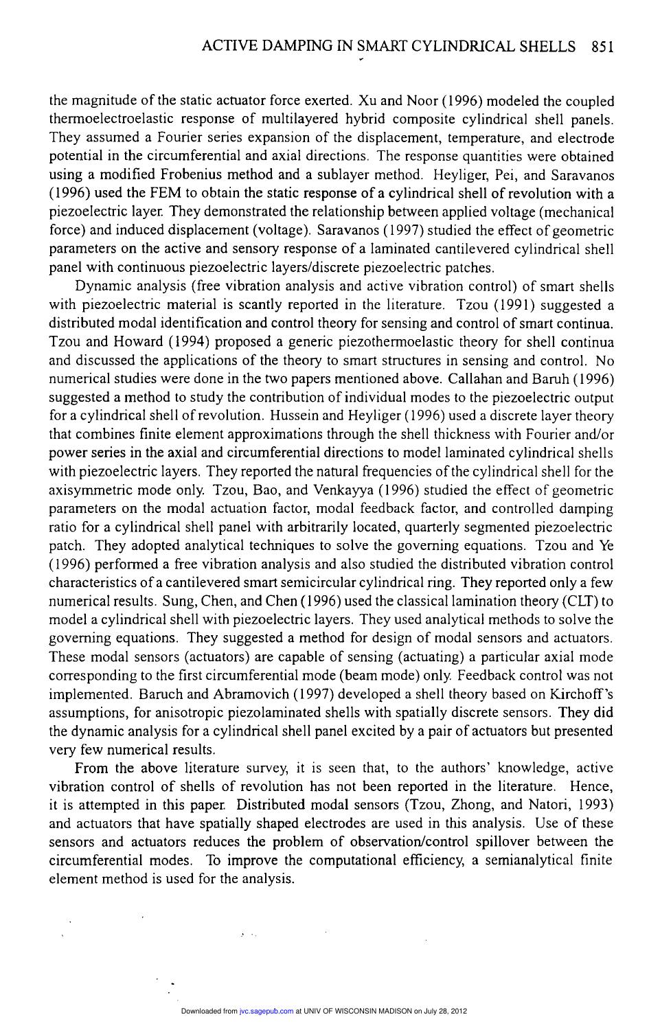the magnitude of the static actuator force exerted. Xu and Noor (1996) modeled the coupled thermoelectroelastic response of multilayered hybrid composite cylindrical shell panels. They assumed a Fourier series expansion of the displacement, temperature, and electrode potential in the circumferential and axial directions. The response quantities were obtained using a modified Frobenius method and a sublayer method. Heyliger, Pei, and Saravanos (1996) used the FEM to obtain the static response of a cylindrical shell of revolution with a piezoelectric layer. They demonstrated the relationship between applied voltage (mechanical force) and induced displacement (voltage). Saravanos (1997) studied the effect of geometric parameters on the active and sensory response of a laminated cantilevered cylindrical shell panel with continuous piezoelectric layers/discrete piezoelectric patches.

Dynamic analysis (free vibration analysis and active vibration control) of smart shells with piezoelectric material is scantly reported in the literature. Tzou (1991) suggested a distributed modal identification and control theory for sensing and control of smart continua. Tzou and Howard (1994) proposed a generic piezothermoelastic theory for shell continua and discussed the applications of the theory to smart structures in sensing and control. No numerical studies were done in the two papers mentioned above. Callahan and Baruh (1996) suggested a method to study the contribution of individual modes to the piezoelectric output for a cylindrical shell of revolution. Hussein and Heyliger (1996) used a discrete layer theory that combines finite element approximations through the shell thickness with Fourier and/or power series in the axial and circumferential directions to model laminated cylindrical shells with piezoelectric layers. They reported the natural frequencies of the cylindrical shell for the axisymmetric mode only. Tzou, Bao, and Venkayya (1996) studied the effect of geometric parameters on the modal actuation factor, modal feedback factor, and controlled damping ratio for a cylindrical shell panel with arbitrarily located, quarterly segmented piezoelectric patch. They adopted analytical techniques to solve the governing equations. Tzou and Ye (1996) performed a free vibration analysis and also studied the distributed vibration control characteristics of a cantilevered smart semicircular cylindrical ring. They reported only a few numerical results. Sung, Chen, and Chen (1996) used the classical lamination theory (CLT) to model a cylindrical shell with piezoelectric layers. They used analytical methods to solve the governing equations. They suggested a method for design of modal sensors and actuators. These modal sensors (actuators) are capable of sensing (actuating) a particular axial mode corresponding to the first circumferential mode (beam mode) only. Feedback control was not implemented. Baruch and Abramovich (1997) developed a shell theory based on Kirchoff's assumptions, for anisotropic piezolaminated shells with spatially discrete sensors. They did the dynamic analysis for a cylindrical shell panel excited by a pair of actuators but presented very few numerical results.

From the above literature survey, it is seen that, to the authors' knowledge, active vibration control of shells of revolution has not been reported in the literature. Hence, it is attempted in this paper. Distributed modal sensors (Tzou, Zhong, and Natori, 1993) and actuators that have spatially shaped electrodes are used in this analysis. Use of these sensors and actuators reduces the problem of observation/control spillover between the circumferential modes. To improve the computational efficiency, a semianalytical finite element method is used for the analysis.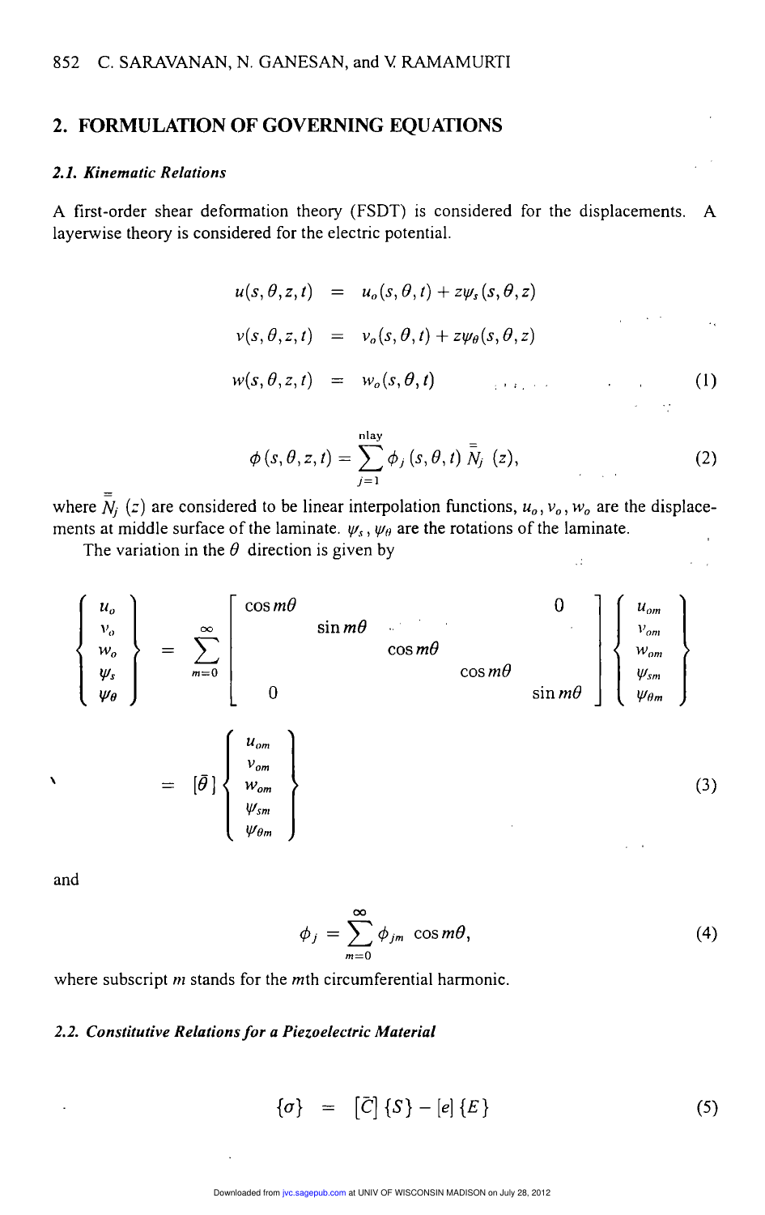## 2. FORMULATION OF GOVERNING EQUATIONS

### 2.1. Kinematic Relations

A first-order shear deformation theory (FSDT) is considered for the displacements. A layerwise theory is considered for the electric potential.

$$
\begin{aligned}
u(s,\theta,z,t) &= u_o(s,\theta,t) + z\psi_s(s,\theta,z) \\
v(s,\theta,z,t) &= v_o(s,\theta,t) + z\psi_\theta(s,\theta,z) \\
w(s,\theta,z,t) &= w_o(s,\theta,t)
\end{aligned}
\tag{1}
$$

$$
\phi(s,\theta,z,t) = \sum_{j=1}^{\text{nlay}} \phi_j(s,\theta,t)\, \bar{\bar{N}}_j(z), \tag{2}
$$

where $\bar{\bar{N}}_j(z)$ are considered to be linear interpolation functions, $u_o, v_o, w_o$ are the displacements at middle surface of the laminate. $\psi_s, \psi_\theta$ are the rotations of the laminate.

The variation in the $\theta$ direction is given by

$$
\begin{Bmatrix} u_o \\ v_o \\ w_o \\ \psi_s \\ \psi_\theta \end{Bmatrix}
= \sum_{m=0}^{\infty}
\begin{bmatrix}
\cos m\theta & & & & 0 \\
& \sin m\theta & & & \\
& & \cos m\theta & & \\
& & & \cos m\theta & \\
0 & & & & \sin m\theta
\end{bmatrix}
\begin{Bmatrix} u_{om} \\ v_{om} \\ w_{om} \\ \psi_{sm} \\ \psi_{\theta m} \end{Bmatrix}
$$

$$
= [\bar{\theta}] \begin{Bmatrix} u_{om} \\ v_{om} \\ w_{om} \\ \psi_{sm} \\ \psi_{\theta m} \end{Bmatrix} \tag{3}
$$

and

$$
\phi_j = \sum_{m=0}^{\infty} \phi_{jm} \cos m\theta, \tag{4}
$$

where subscript $m$ stands for the $m$th circumferential harmonic.

### 2.2. Constitutive Relations for a Piezoelectric Material

$$
\{\sigma\} = [\bar{C}]\{S\} - [e]\{E\} \tag{5}
$$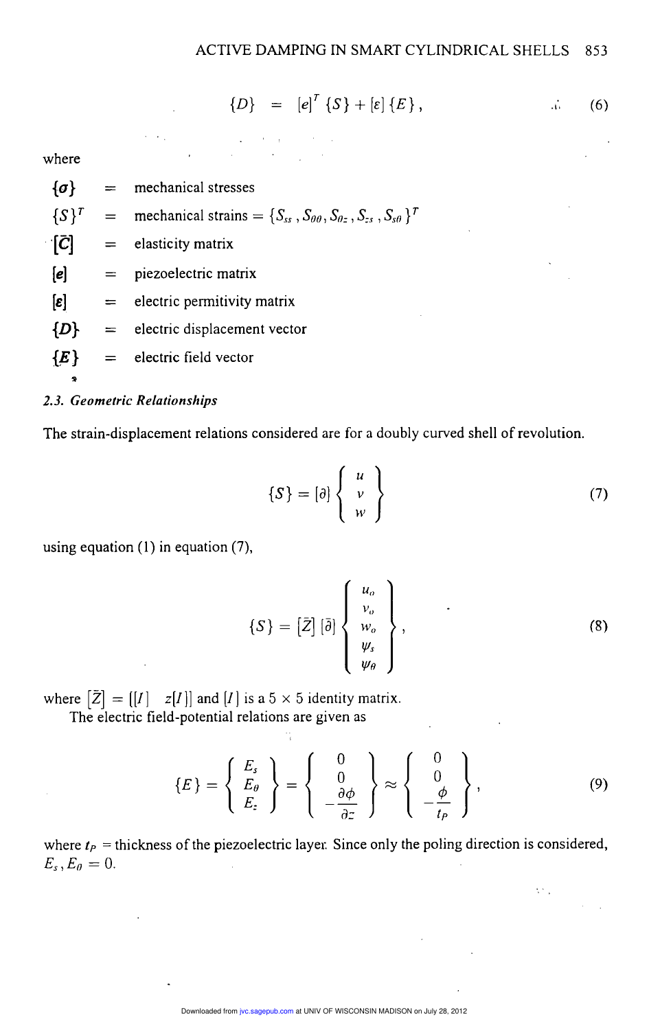$$\{D\} = [e]^T \{S\} + [\varepsilon]\{E\}, \tag{6}$$

where

$\{\sigma\}$ = mechanical stresses

$\{S\}^T$ = mechanical strains = $\{S_{ss}, S_{\theta\theta}, S_{\theta z}, S_{zs}, S_{s\theta}\}^T$

$[\bar{C}]$ = elasticity matrix

$[e]$ = piezoelectric matrix

$[\varepsilon]$ = electric permitivity matrix

$\{D\}$ = electric displacement vector

$\{E\}$ = electric field vector

### *2.3. Geometric Relationships*

The strain-displacement relations considered are for a doubly curved shell of revolution.

$$\{S\} = [\partial] \begin{Bmatrix} u \\ v \\ w \end{Bmatrix} \tag{7}$$

using equation (1) in equation (7),

$$\{S\} = [\bar{Z}] [\bar{\partial}] \begin{Bmatrix} u_o \\ v_o \\ w_o \\ \psi_s \\ \psi_\theta \end{Bmatrix}, \tag{8}$$

where $[\bar{Z}] = [[I] \quad z[I]]$ and $[I]$ is a $5 \times 5$ identity matrix.

The electric field-potential relations are given as

$$\{E\} = \begin{Bmatrix} E_s \\ E_\theta \\ E_z \end{Bmatrix} = \begin{Bmatrix} 0 \\ 0 \\ -\dfrac{\partial \phi}{\partial z} \end{Bmatrix} \approx \begin{Bmatrix} 0 \\ 0 \\ -\dfrac{\phi}{t_P} \end{Bmatrix}, \tag{9}$$

where $t_P$ = thickness of the piezoelectric layer. Since only the poling direction is considered, $E_s, E_\theta = 0$.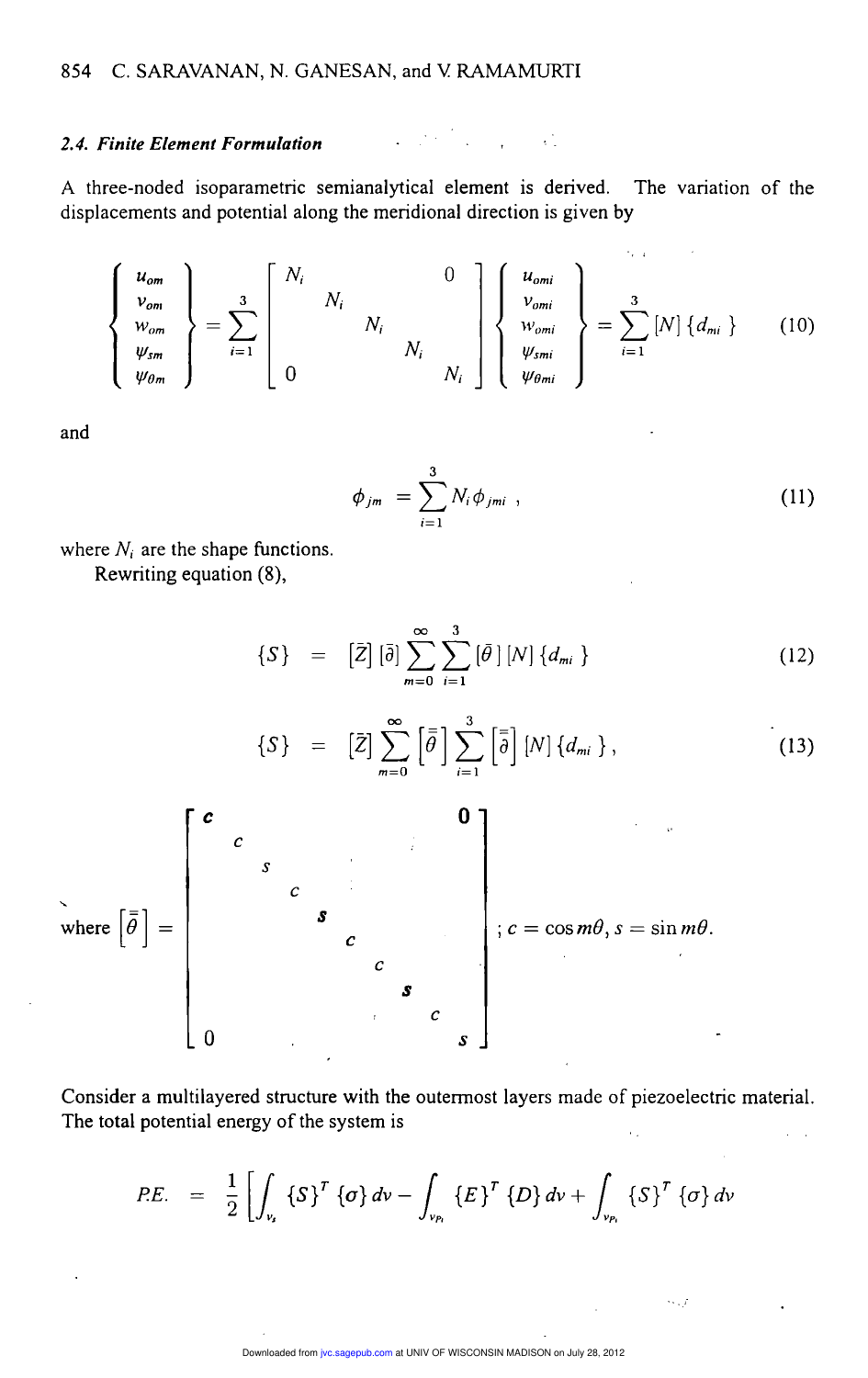### *2.4. Finite Element Formulation*

A three-noded isoparametric semianalytical element is derived. The variation of the displacements and potential along the meridional direction is given by

$$
\begin{Bmatrix} u_{om} \\ v_{om} \\ w_{om} \\ \psi_{sm} \\ \psi_{\theta m} \end{Bmatrix} = \sum_{i=1}^{3} \begin{bmatrix} N_i & & & & 0 \\ & N_i & & & \\ & & N_i & & \\ & & & N_i & \\ 0 & & & & N_i \end{bmatrix} \begin{Bmatrix} u_{omi} \\ v_{omi} \\ w_{omi} \\ \psi_{smi} \\ \psi_{\theta mi} \end{Bmatrix} = \sum_{i=1}^{3} [N] \{d_{mi}\} \tag{10}
$$

and

$$
\phi_{jm} = \sum_{i=1}^{3} N_i \phi_{jmi} \,, \tag{11}
$$

where $N_i$ are the shape functions.

Rewriting equation (8),

$$
\{S\} = [\bar{Z}] [\bar{\partial}] \sum_{m=0}^{\infty} \sum_{i=1}^{3} [\bar{\theta}] [N] \{d_{mi}\} \tag{12}
$$

$$
\{S\} = [\bar{Z}] \sum_{m=0}^{\infty} \left[\bar{\bar{\theta}}\right] \sum_{i=1}^{3} \left[\bar{\bar{\partial}}\right] [N] \{d_{mi}\} \,, \tag{13}
$$

where
$$
\left[\bar{\bar{\theta}}\right] = \begin{bmatrix} c & & & & & & & & & 0 \\ & c & & & & & & & & \\ & & s & & & & & & & \\ & & & c & & & & & & \\ & & & & s & & & & & \\ & & & & & c & & & & \\ & & & & & & c & & & \\ & & & & & & & s & & \\ & & & & & & & & c & \\ 0 & & & & & & & & & s \end{bmatrix} ; c = \cos m\theta, s = \sin m\theta.
$$

Consider a multilayered structure with the outermost layers made of piezoelectric material. The total potential energy of the system is

$$
P.E. = \frac{1}{2} \left[ \int_{v_s} \{S\}^T \{\sigma\} dv - \int_{v_{P_i}} \{E\}^T \{D\} dv + \int_{v_{P_i}} \{S\}^T \{\sigma\} dv \right.
$$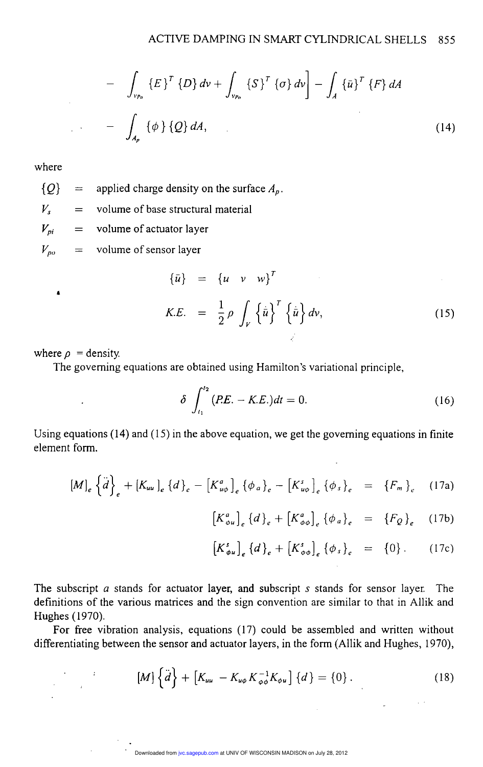$$
- \int_{v_{p_o}} \{E\}^T \{D\} dv + \int_{v_{p_o}} \{S\}^T \{\sigma\} dv \Big] - \int_A \{\bar{u}\}^T \{F\} dA
$$

$$
- \int_{A_p} \{\phi\} \{Q\} dA, \tag{14}
$$

where

$\{Q\}$ = applied charge density on the surface $A_p$.

$V_s$ = volume of base structural material

$V_{pi}$ = volume of actuator layer

$V_{po}$ = volume of sensor layer

$$
\{\bar{u}\} = \{u \quad v \quad w\}^T
$$

$$
K.E. = \frac{1}{2}\rho \int_V \left\{\dot{\bar{u}}\right\}^T \left\{\dot{\bar{u}}\right\} dv, \tag{15}
$$

where $\rho$ = density.

The governing equations are obtained using Hamilton's variational principle,

$$
\delta \int_{t_1}^{t_2} (P.E. - K.E.) dt = 0. \tag{16}
$$

Using equations (14) and (15) in the above equation, we get the governing equations in finite element form.

$$
[M]_e \left\{\ddot{d}\right\}_e + [K_{uu}]_e \{d\}_e - \left[K^a_{u\phi}\right]_e \{\phi_a\}_e - \left[K^s_{u\phi}\right]_e \{\phi_s\}_e = \{F_m\}_e \tag{17a}
$$

$$
\left[K^a_{\phi u}\right]_e \{d\}_e + \left[K^a_{\phi\phi}\right]_e \{\phi_a\}_e = \{F_Q\}_e \tag{17b}
$$

$$
\left[K^s_{\phi u}\right]_e \{d\}_e + \left[K^s_{\phi\phi}\right]_e \{\phi_s\}_e = \{0\}. \tag{17c}
$$

The subscript $a$ stands for actuator layer, and subscript $s$ stands for sensor layer. The definitions of the various matrices and the sign convention are similar to that in Allik and Hughes (1970).

For free vibration analysis, equations (17) could be assembled and written without differentiating between the sensor and actuator layers, in the form (Allik and Hughes, 1970),

$$
[M] \left\{\ddot{d}\right\} + \left[K_{uu} - K_{u\phi} K^{-1}_{\phi\phi} K_{\phi u}\right] \{d\} = \{0\}. \tag{18}
$$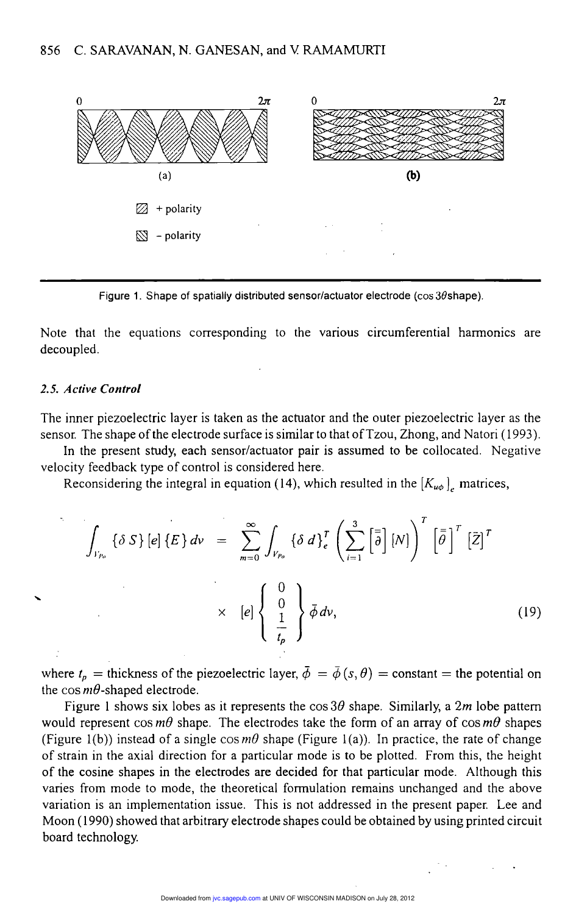Figure 1. Shape of spatially distributed sensor/actuator electrode ($\cos 3\theta$shape).

Note that the equations corresponding to the various circumferential harmonics are decoupled.

### 2.5. *Active Control*

The inner piezoelectric layer is taken as the actuator and the outer piezoelectric layer as the sensor. The shape of the electrode surface is similar to that of Tzou, Zhong, and Natori (1993).

In the present study, each sensor/actuator pair is assumed to be collocated. Negative velocity feedback type of control is considered here.

Reconsidering the integral in equation (14), which resulted in the $[K_{u\phi}]_e$ matrices,

$$\int_{V_{p_o}} \{\delta S\} [e] \{E\} dv = \sum_{m=0}^{\infty} \int_{V_{p_o}} \{\delta d\}_e^T \left( \sum_{i=1}^{3} \left[\bar{\bar{\partial}}\right] [N] \right)^T \left[\bar{\bar{\theta}}\right]^T \left[\bar{Z}\right]^T \times [e] \left\{ \begin{array}{c} 0 \\ 0 \\ \frac{1}{t_p} \end{array} \right\} \bar{\phi}\, dv, \tag{19}$$

where $t_p$ = thickness of the piezoelectric layer, $\bar{\phi} = \bar{\phi}(s, \theta)$ = constant = the potential on the $\cos m\theta$-shaped electrode.

Figure 1 shows six lobes as it represents the $\cos 3\theta$ shape. Similarly, a $2m$ lobe pattern would represent $\cos m\theta$ shape. The electrodes take the form of an array of $\cos m\theta$ shapes (Figure 1(b)) instead of a single $\cos m\theta$ shape (Figure 1(a)). In practice, the rate of change of strain in the axial direction for a particular mode is to be plotted. From this, the height of the cosine shapes in the electrodes are decided for that particular mode. Although this varies from mode to mode, the theoretical formulation remains unchanged and the above variation is an implementation issue. This is not addressed in the present paper. Lee and Moon (1990) showed that arbitrary electrode shapes could be obtained by using printed circuit board technology.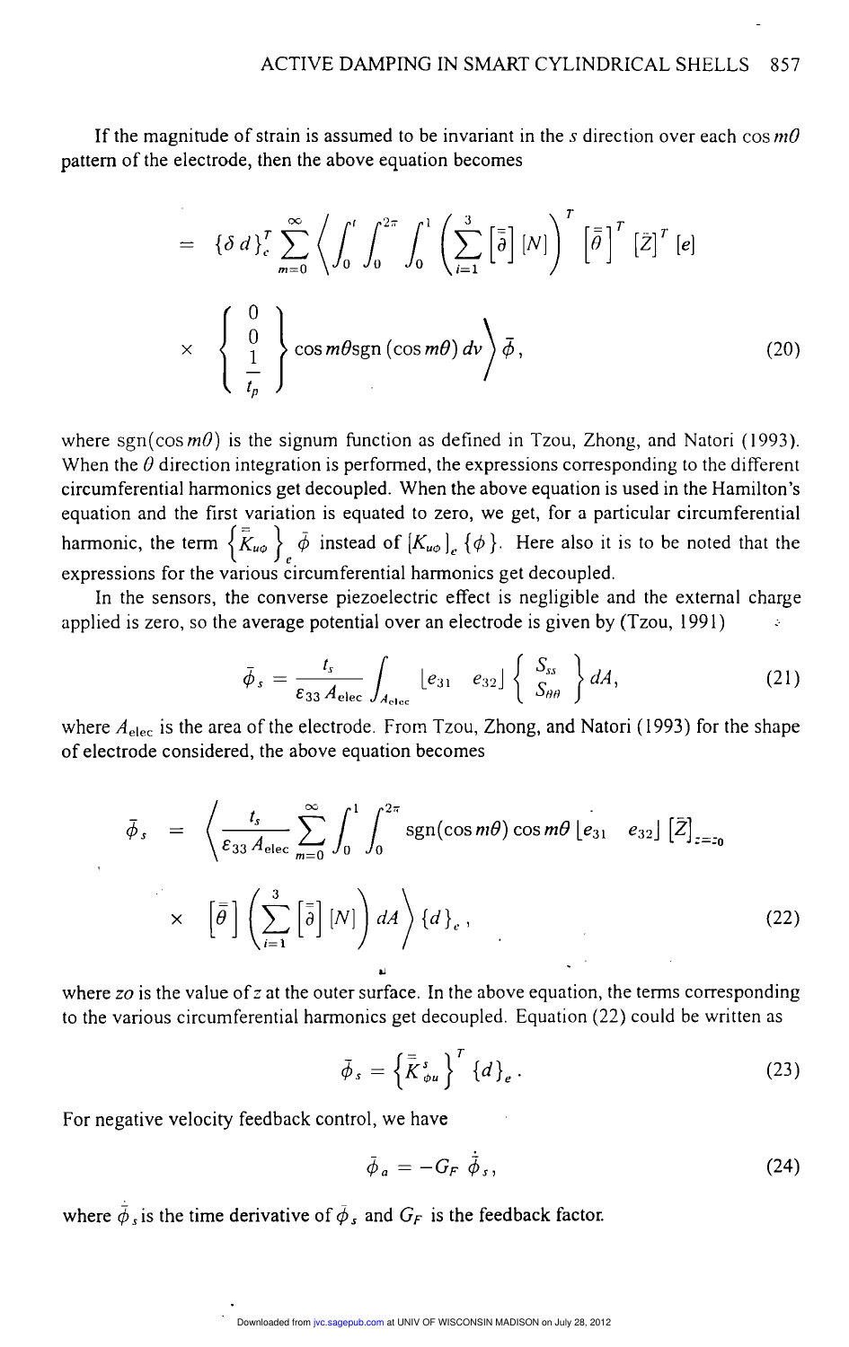If the magnitude of strain is assumed to be invariant in the $s$ direction over each $\cos m\theta$ pattern of the electrode, then the above equation becomes

$$
= \{\delta d\}_e^T \sum_{m=0}^{\infty} \left\langle \int_0^l \int_0^{2\pi} \int_0^1 \left( \sum_{i=1}^{3} \left[\bar{\bar{\partial}}\right] [N] \right)^T \left[\bar{\bar{\theta}}\right]^T \left[\bar{Z}\right]^T [e] \right.
$$

$$
\left. \times \left\{ \begin{array}{c} 0 \\ 0 \\ \frac{1}{t_p} \end{array} \right\} \cos m\theta \operatorname{sgn}(\cos m\theta)\, dv \right\rangle \bar{\phi}, \tag{20}
$$

where $\operatorname{sgn}(\cos m\theta)$ is the signum function as defined in Tzou, Zhong, and Natori (1993). When the $\theta$ direction integration is performed, the expressions corresponding to the different circumferential harmonics get decoupled. When the above equation is used in the Hamilton's equation and the first variation is equated to zero, we get, for a particular circumferential harmonic, the term $\left\{\bar{\bar{K}}_{u\phi}\right\}_e \bar{\phi}$ instead of $\left[K_{u\phi}\right]_e \{\phi\}$. Here also it is to be noted that the expressions for the various circumferential harmonics get decoupled.

In the sensors, the converse piezoelectric effect is negligible and the external charge applied is zero, so the average potential over an electrode is given by (Tzou, 1991)

$$
\bar{\phi}_s = \frac{t_s}{\varepsilon_{33} A_{\text{elec}}} \int_{A_{\text{elec}}} \lfloor e_{31} \quad e_{32} \rfloor \left\{ \begin{array}{c} S_{ss} \\ S_{\theta\theta} \end{array} \right\} dA, \tag{21}
$$

where $A_{\text{elec}}$ is the area of the electrode. From Tzou, Zhong, and Natori (1993) for the shape of electrode considered, the above equation becomes

$$
\bar{\phi}_s = \left\langle \frac{t_s}{\varepsilon_{33} A_{\text{elec}}} \sum_{m=0}^{\infty} \int_0^1 \int_0^{2\pi} \operatorname{sgn}(\cos m\theta) \cos m\theta \lfloor e_{31} \quad e_{32} \rfloor \left[\bar{Z}\right]_{z=z_0} \right.
$$

$$
\left. \times \left[\bar{\bar{\theta}}\right] \left( \sum_{i=1}^{3} \left[\bar{\bar{\partial}}\right] [N] \right) dA \right\rangle \{d\}_e, \tag{22}
$$

where $zo$ is the value of $z$ at the outer surface. In the above equation, the terms corresponding to the various circumferential harmonics get decoupled. Equation (22) could be written as

$$
\bar{\phi}_s = \left\{\bar{\bar{K}}_{\phi u}^s\right\}^T \{d\}_e. \tag{23}
$$

For negative velocity feedback control, we have

$$
\bar{\phi}_a = -G_F\, \dot{\bar{\phi}}_s, \tag{24}
$$

where $\dot{\bar{\phi}}_s$ is the time derivative of $\bar{\phi}_s$ and $G_F$ is the feedback factor.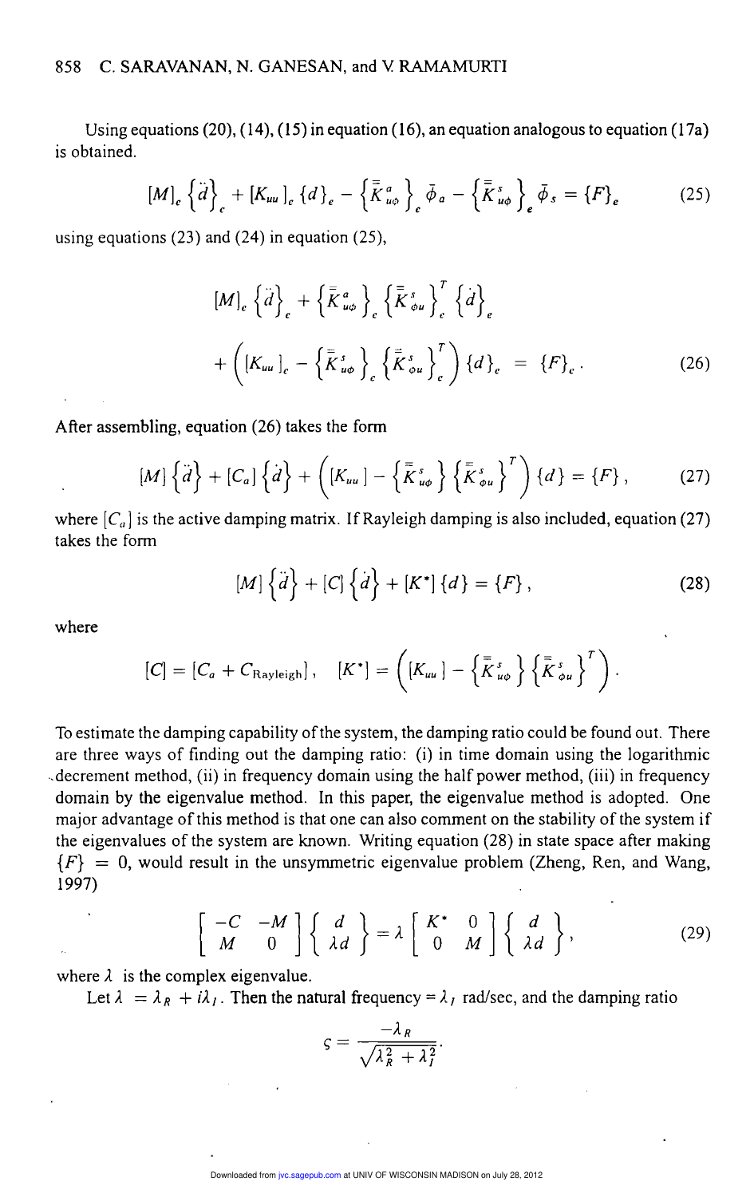Using equations (20), (14), (15) in equation (16), an equation analogous to equation (17a) is obtained.

$$[M]_e \left\{\ddot{d}\right\}_e + [K_{uu}]_e \{d\}_e - \left\{\bar{\bar{K}}^{a}_{u\phi}\right\}_e \bar{\phi}_a - \left\{\bar{\bar{K}}^{s}_{u\phi}\right\}_e \bar{\phi}_s = \{F\}_e \tag{25}$$

using equations (23) and (24) in equation (25),

$$[M]_e \left\{\ddot{d}\right\}_e + \left\{\bar{\bar{K}}^{a}_{u\phi}\right\}_e \left\{\bar{\bar{K}}^{s}_{\phi u}\right\}_e^T \left\{\dot{d}\right\}_e$$
$$+ \left([K_{uu}]_e - \left\{\bar{\bar{K}}^{s}_{u\phi}\right\}_e \left\{\bar{\bar{K}}^{s}_{\phi u}\right\}_e^T\right) \{d\}_e = \{F\}_e . \tag{26}$$

After assembling, equation (26) takes the form

$$[M]\left\{\ddot{d}\right\} + [C_a]\left\{\dot{d}\right\} + \left([K_{uu}] - \left\{\bar{\bar{K}}^{s}_{u\phi}\right\}\left\{\bar{\bar{K}}^{s}_{\phi u}\right\}^T\right)\{d\} = \{F\}, \tag{27}$$

where $[C_a]$ is the active damping matrix. If Rayleigh damping is also included, equation (27) takes the form

$$[M]\left\{\ddot{d}\right\} + [C]\left\{\dot{d}\right\} + [K^*]\{d\} = \{F\}, \tag{28}$$

where

$$[C] = [C_a + C_{\text{Rayleigh}}], \quad [K^*] = \left([K_{uu}] - \left\{\bar{\bar{K}}^{s}_{u\phi}\right\}\left\{\bar{\bar{K}}^{s}_{\phi u}\right\}^T\right).$$

To estimate the damping capability of the system, the damping ratio could be found out. There are three ways of finding out the damping ratio: (i) in time domain using the logarithmic decrement method, (ii) in frequency domain using the half power method, (iii) in frequency domain by the eigenvalue method. In this paper, the eigenvalue method is adopted. One major advantage of this method is that one can also comment on the stability of the system if the eigenvalues of the system are known. Writing equation (28) in state space after making $\{F\} = 0$, would result in the unsymmetric eigenvalue problem (Zheng, Ren, and Wang, 1997)

$$\begin{bmatrix} -C & -M \\ M & 0 \end{bmatrix} \begin{Bmatrix} d \\ \lambda d \end{Bmatrix} = \lambda \begin{bmatrix} K^* & 0 \\ 0 & M \end{bmatrix} \begin{Bmatrix} d \\ \lambda d \end{Bmatrix}, \tag{29}$$

where $\lambda$ is the complex eigenvalue.

Let $\lambda = \lambda_R + i\lambda_I$. Then the natural frequency = $\lambda_I$ rad/sec, and the damping ratio

$$\varsigma = \frac{-\lambda_R}{\sqrt{\lambda_R^2 + \lambda_I^2}}.$$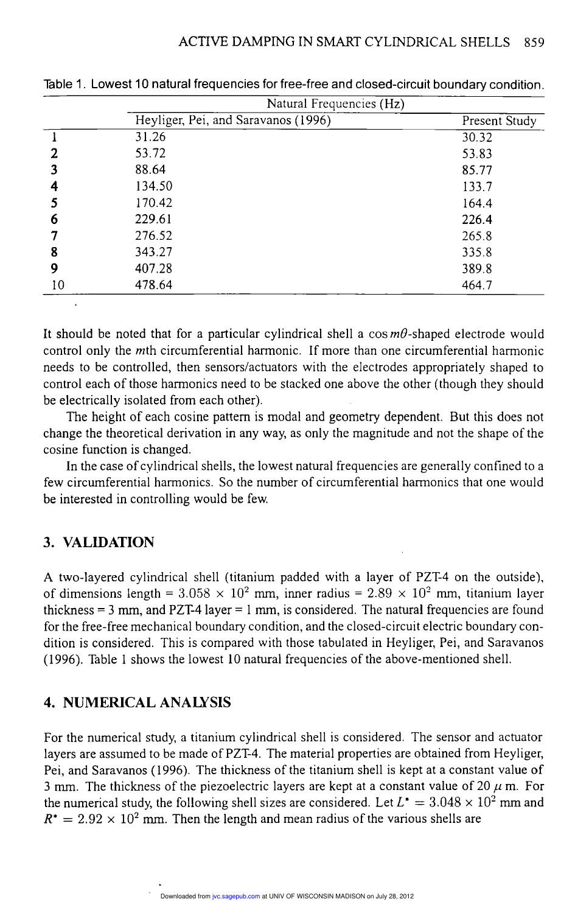Table 1. Lowest 10 natural frequencies for free-free and closed-circuit boundary condition.

| | Natural Frequencies (Hz) | |
|---|---|---|
| | Heyliger, Pei, and Saravanos (1996) | Present Study |
| **1** | 31.26 | 30.32 |
| **2** | 53.72 | 53.83 |
| **3** | 88.64 | 85.77 |
| **4** | 134.50 | 133.7 |
| **5** | 170.42 | 164.4 |
| **6** | 229.61 | 226.4 |
| **7** | 276.52 | 265.8 |
| **8** | 343.27 | 335.8 |
| **9** | 407.28 | 389.8 |
| 10 | 478.64 | 464.7 |

It should be noted that for a particular cylindrical shell a $\cos m\theta$-shaped electrode would control only the $m$th circumferential harmonic. If more than one circumferential harmonic needs to be controlled, then sensors/actuators with the electrodes appropriately shaped to control each of those harmonics need to be stacked one above the other (though they should be electrically isolated from each other).

The height of each cosine pattern is modal and geometry dependent. But this does not change the theoretical derivation in any way, as only the magnitude and not the shape of the cosine function is changed.

In the case of cylindrical shells, the lowest natural frequencies are generally confined to a few circumferential harmonics. So the number of circumferential harmonics that one would be interested in controlling would be few.

## 3. VALIDATION

A two-layered cylindrical shell (titanium padded with a layer of PZT-4 on the outside), of dimensions length = $3.058 \times 10^2$ mm, inner radius = $2.89 \times 10^2$ mm, titanium layer thickness = 3 mm, and PZT-4 layer = 1 mm, is considered. The natural frequencies are found for the free-free mechanical boundary condition, and the closed-circuit electric boundary condition is considered. This is compared with those tabulated in Heyliger, Pei, and Saravanos (1996). Table 1 shows the lowest 10 natural frequencies of the above-mentioned shell.

## 4. NUMERICAL ANALYSIS

For the numerical study, a titanium cylindrical shell is considered. The sensor and actuator layers are assumed to be made of PZT-4. The material properties are obtained from Heyliger, Pei, and Saravanos (1996). The thickness of the titanium shell is kept at a constant value of 3 mm. The thickness of the piezoelectric layers are kept at a constant value of 20 $\mu$ m. For the numerical study, the following shell sizes are considered. Let $L^* = 3.048 \times 10^2$ mm and $R^* = 2.92 \times 10^2$ mm. Then the length and mean radius of the various shells are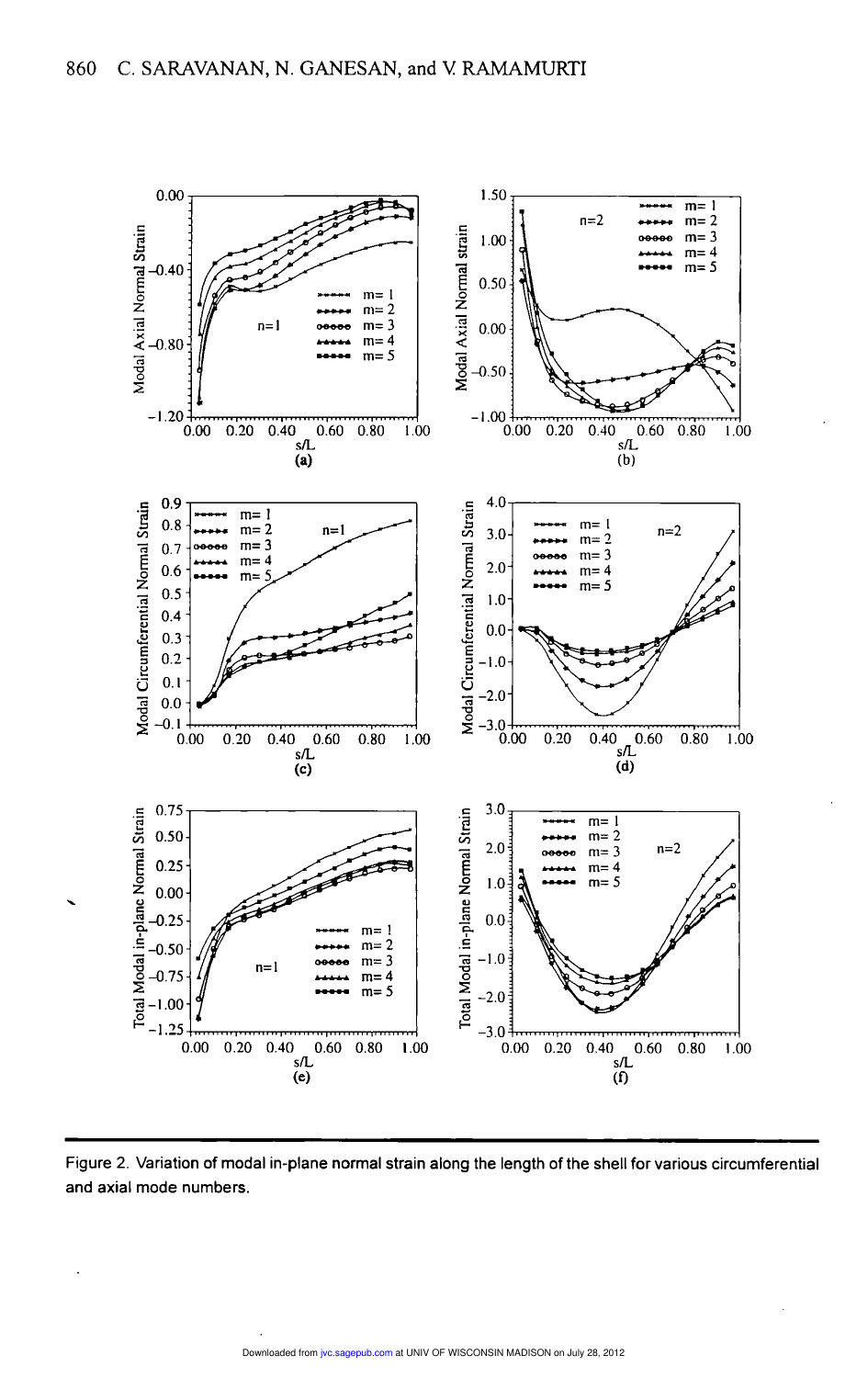Figure 2. Variation of modal in-plane normal strain along the length of the shell for various circumferential and axial mode numbers.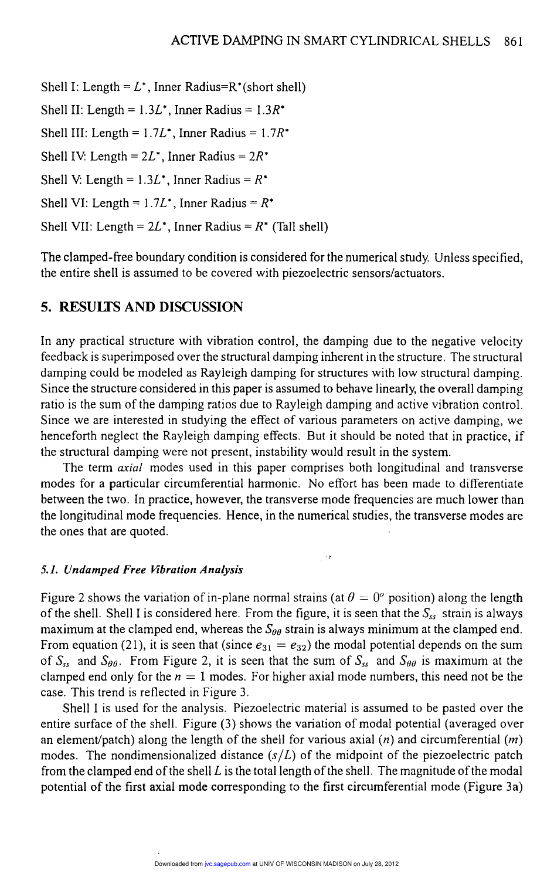Shell I: Length = $L^*$, Inner Radius=$R^*$(short shell)

Shell II: Length = $1.3L^*$, Inner Radius = $1.3R^*$

Shell III: Length = $1.7L^*$, Inner Radius = $1.7R^*$

Shell IV: Length = $2L^*$, Inner Radius = $2R^*$

Shell V: Length = $1.3L^*$, Inner Radius = $R^*$

Shell VI: Length = $1.7L^*$, Inner Radius = $R^*$

Shell VII: Length = $2L^*$, Inner Radius = $R^*$ (Tall shell)

The clamped-free boundary condition is considered for the numerical study. Unless specified, the entire shell is assumed to be covered with piezoelectric sensors/actuators.

## 5. RESULTS AND DISCUSSION

In any practical structure with vibration control, the damping due to the negative velocity feedback is superimposed over the structural damping inherent in the structure. The structural damping could be modeled as Rayleigh damping for structures with low structural damping. Since the structure considered in this paper is assumed to behave linearly, the overall damping ratio is the sum of the damping ratios due to Rayleigh damping and active vibration control. Since we are interested in studying the effect of various parameters on active damping, we henceforth neglect the Rayleigh damping effects. But it should be noted that in practice, if the structural damping were not present, instability would result in the system.

The term *axial* modes used in this paper comprises both longitudinal and transverse modes for a particular circumferential harmonic. No effort has been made to differentiate between the two. In practice, however, the transverse mode frequencies are much lower than the longitudinal mode frequencies. Hence, in the numerical studies, the transverse modes are the ones that are quoted.

### *5.1. Undamped Free Vibration Analysis*

Figure 2 shows the variation of in-plane normal strains (at $\theta = 0^o$ position) along the length of the shell. Shell I is considered here. From the figure, it is seen that the $S_{ss}$ strain is always maximum at the clamped end, whereas the $S_{\theta\theta}$ strain is always minimum at the clamped end. From equation (21), it is seen that (since $e_{31} = e_{32}$) the modal potential depends on the sum of $S_{ss}$ and $S_{\theta\theta}$. From Figure 2, it is seen that the sum of $S_{ss}$ and $S_{\theta\theta}$ is maximum at the clamped end only for the $n = 1$ modes. For higher axial mode numbers, this need not be the case. This trend is reflected in Figure 3.

Shell I is used for the analysis. Piezoelectric material is assumed to be pasted over the entire surface of the shell. Figure (3) shows the variation of modal potential (averaged over an element/patch) along the length of the shell for various axial ($n$) and circumferential ($m$) modes. The nondimensionalized distance ($s/L$) of the midpoint of the piezoelectric patch from the clamped end of the shell $L$ is the total length of the shell. The magnitude of the modal potential of the first axial mode corresponding to the first circumferential mode (Figure 3a)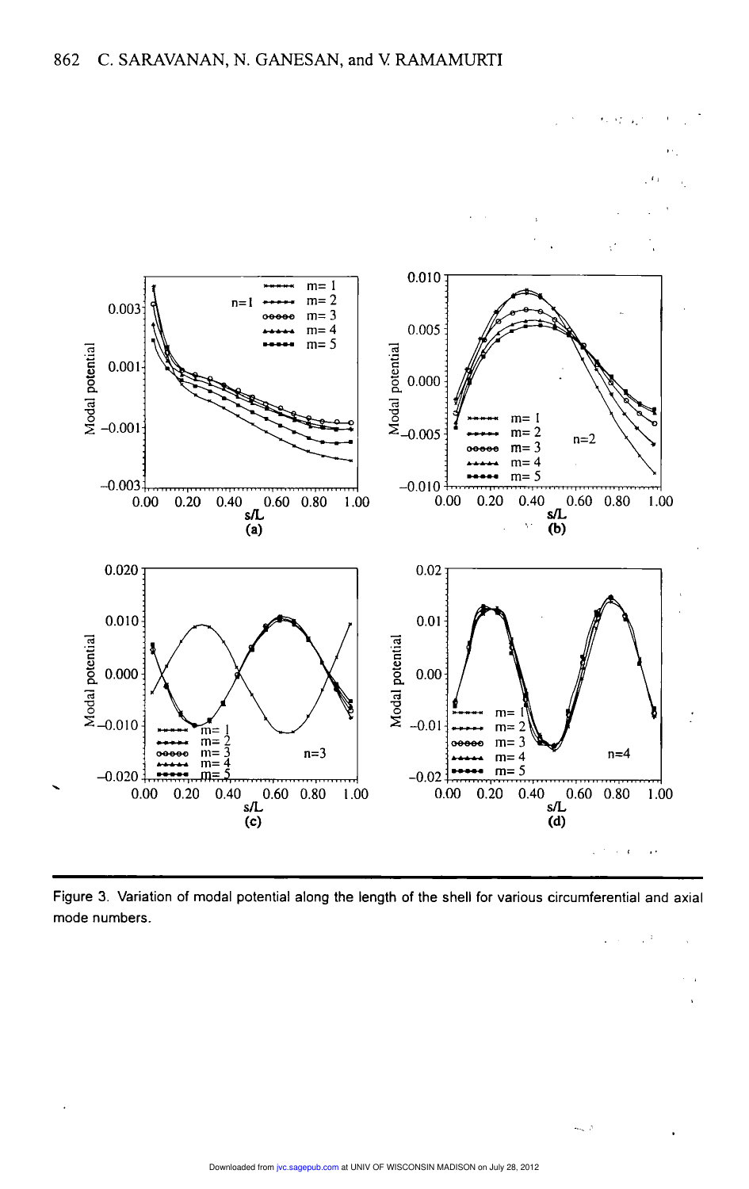Figure 3. Variation of modal potential along the length of the shell for various circumferential and axial mode numbers.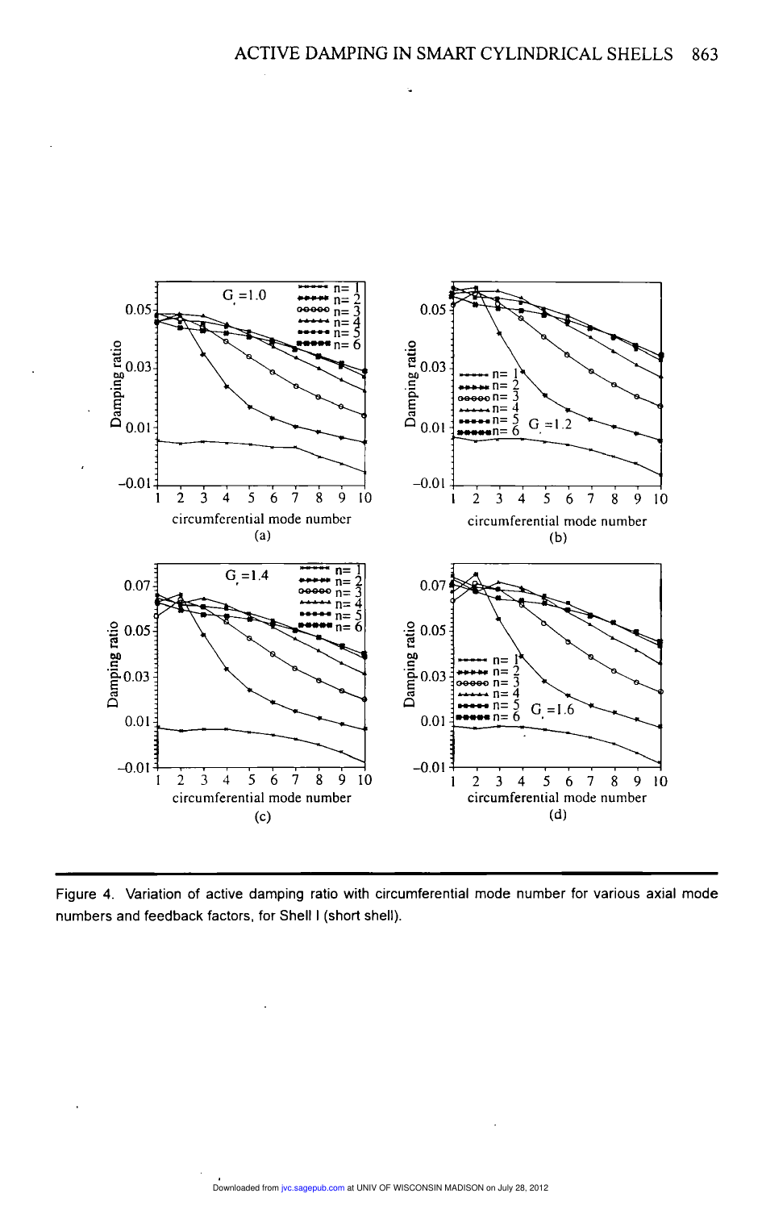Figure 4. Variation of active damping ratio with circumferential mode number for various axial mode numbers and feedback factors, for Shell I (short shell).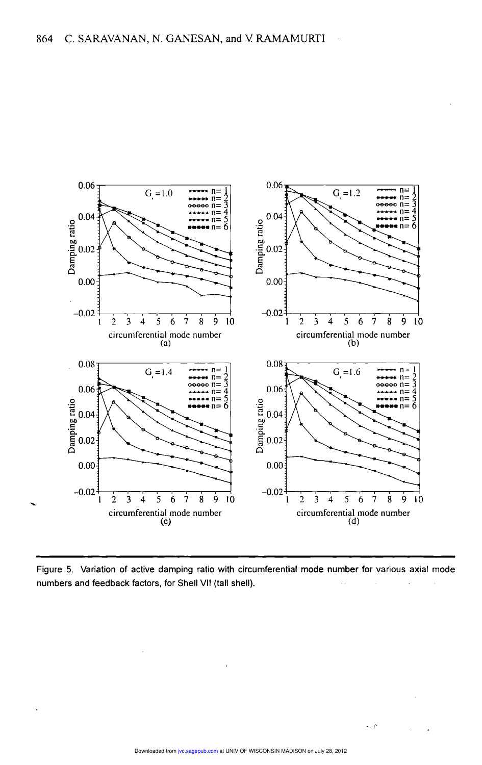Figure 5. Variation of active damping ratio with circumferential mode number for various axial mode numbers and feedback factors, for Shell VII (tall shell).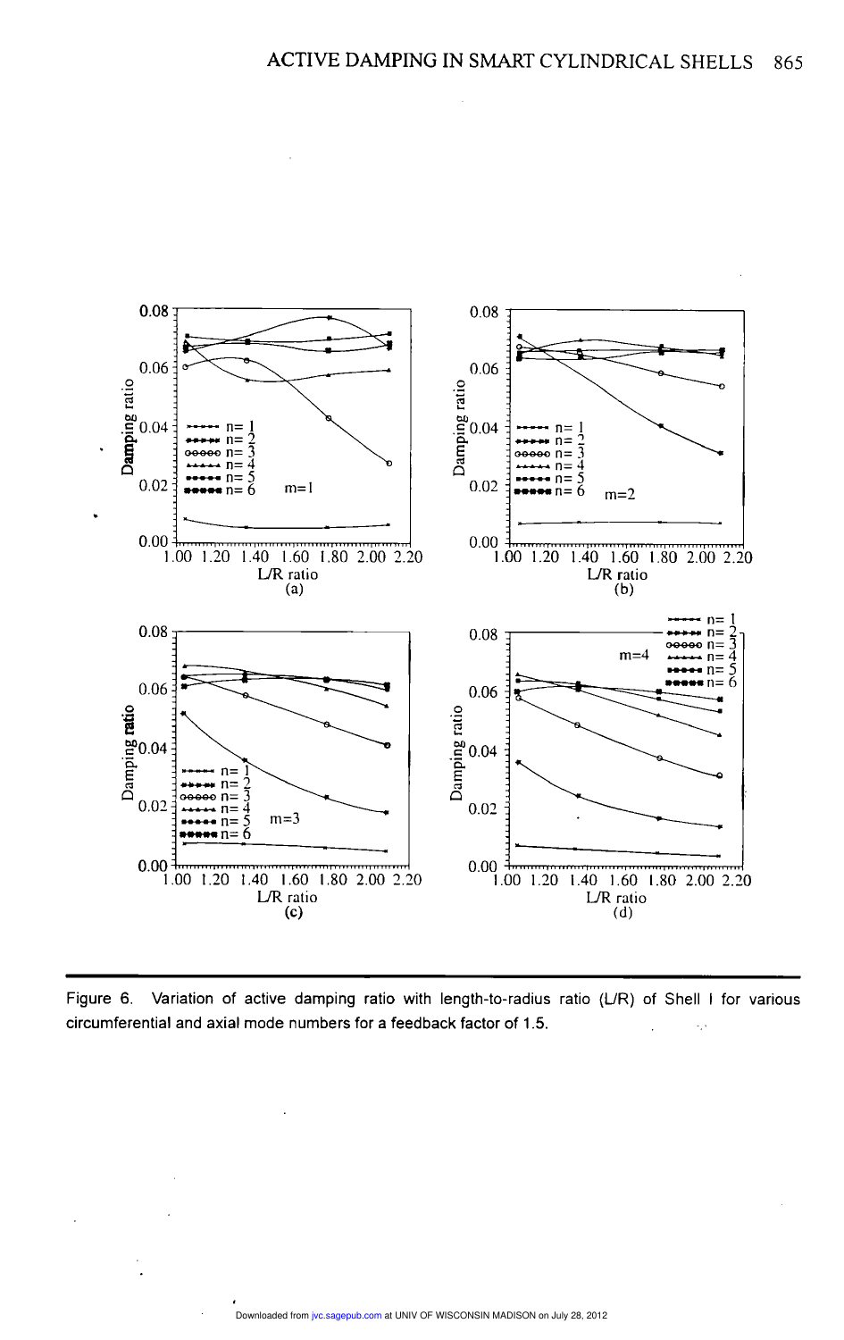Figure 6. Variation of active damping ratio with length-to-radius ratio (L/R) of Shell I for various circumferential and axial mode numbers for a feedback factor of 1.5.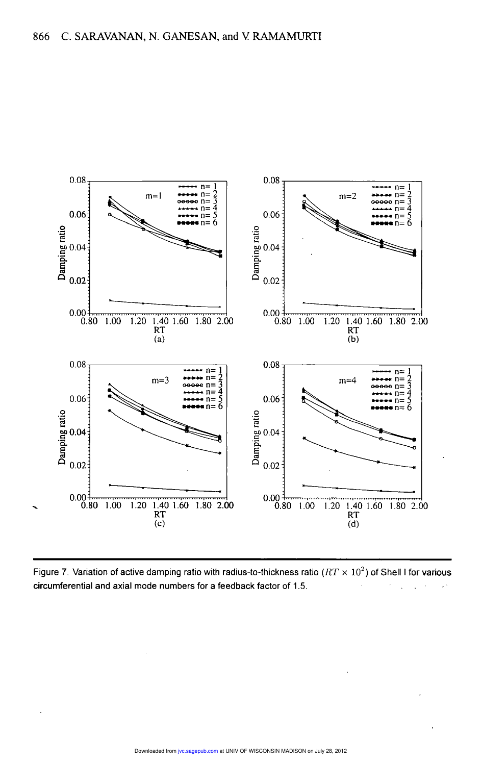Figure 7. Variation of active damping ratio with radius-to-thickness ratio ($RT \times 10^2$) of Shell I for various circumferential and axial mode numbers for a feedback factor of 1.5.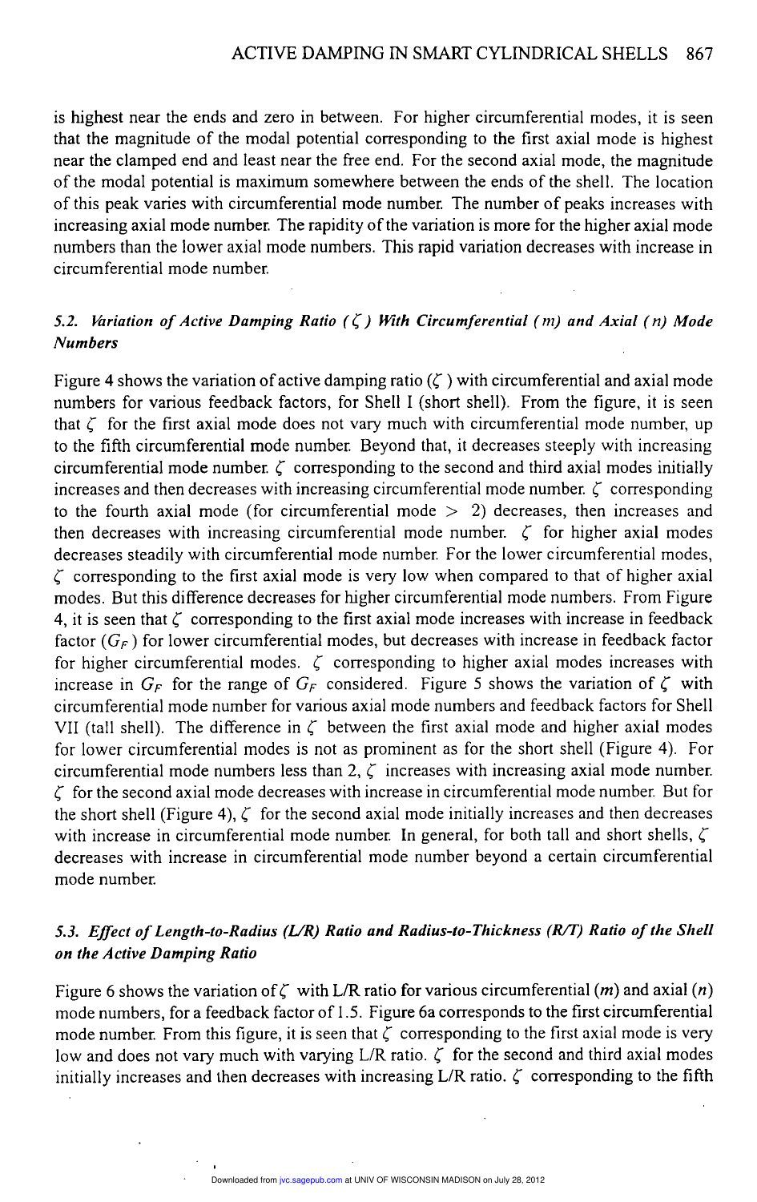is highest near the ends and zero in between. For higher circumferential modes, it is seen that the magnitude of the modal potential corresponding to the first axial mode is highest near the clamped end and least near the free end. For the second axial mode, the magnitude of the modal potential is maximum somewhere between the ends of the shell. The location of this peak varies with circumferential mode number. The number of peaks increases with increasing axial mode number. The rapidity of the variation is more for the higher axial mode numbers than the lower axial mode numbers. This rapid variation decreases with increase in circumferential mode number.

### 5.2. *Variation of Active Damping Ratio ($\zeta$) With Circumferential ($m$) and Axial ($n$) Mode Numbers*

Figure 4 shows the variation of active damping ratio ($\zeta$) with circumferential and axial mode numbers for various feedback factors, for Shell I (short shell). From the figure, it is seen that $\zeta$ for the first axial mode does not vary much with circumferential mode number, up to the fifth circumferential mode number. Beyond that, it decreases steeply with increasing circumferential mode number. $\zeta$ corresponding to the second and third axial modes initially increases and then decreases with increasing circumferential mode number. $\zeta$ corresponding to the fourth axial mode (for circumferential mode $> 2$) decreases, then increases and then decreases with increasing circumferential mode number. $\zeta$ for higher axial modes decreases steadily with circumferential mode number. For the lower circumferential modes, $\zeta$ corresponding to the first axial mode is very low when compared to that of higher axial modes. But this difference decreases for higher circumferential mode numbers. From Figure 4, it is seen that $\zeta$ corresponding to the first axial mode increases with increase in feedback factor ($G_F$) for lower circumferential modes, but decreases with increase in feedback factor for higher circumferential modes. $\zeta$ corresponding to higher axial modes increases with increase in $G_F$ for the range of $G_F$ considered. Figure 5 shows the variation of $\zeta$ with circumferential mode number for various axial mode numbers and feedback factors for Shell VII (tall shell). The difference in $\zeta$ between the first axial mode and higher axial modes for lower circumferential modes is not as prominent as for the short shell (Figure 4). For circumferential mode numbers less than 2, $\zeta$ increases with increasing axial mode number. $\zeta$ for the second axial mode decreases with increase in circumferential mode number. But for the short shell (Figure 4), $\zeta$ for the second axial mode initially increases and then decreases with increase in circumferential mode number. In general, for both tall and short shells, $\zeta$ decreases with increase in circumferential mode number beyond a certain circumferential mode number.

### 5.3. *Effect of Length-to-Radius (L/R) Ratio and Radius-to-Thickness (R/T) Ratio of the Shell on the Active Damping Ratio*

Figure 6 shows the variation of $\zeta$ with L/R ratio for various circumferential ($m$) and axial ($n$) mode numbers, for a feedback factor of 1.5. Figure 6a corresponds to the first circumferential mode number. From this figure, it is seen that $\zeta$ corresponding to the first axial mode is very low and does not vary much with varying L/R ratio. $\zeta$ for the second and third axial modes initially increases and then decreases with increasing L/R ratio. $\zeta$ corresponding to the fifth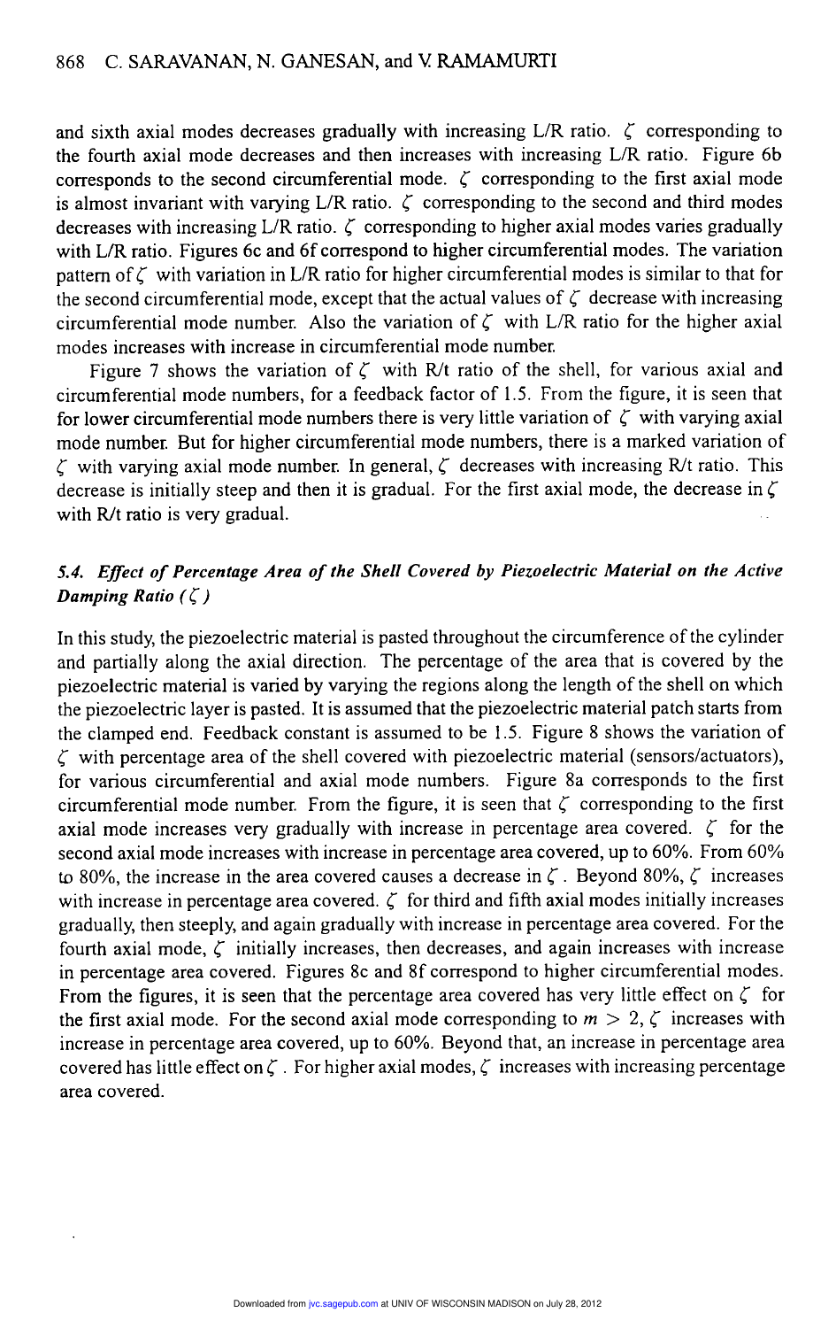and sixth axial modes decreases gradually with increasing L/R ratio. $\zeta$ corresponding to the fourth axial mode decreases and then increases with increasing L/R ratio. Figure 6b corresponds to the second circumferential mode. $\zeta$ corresponding to the first axial mode is almost invariant with varying L/R ratio. $\zeta$ corresponding to the second and third modes decreases with increasing L/R ratio. $\zeta$ corresponding to higher axial modes varies gradually with L/R ratio. Figures 6c and 6f correspond to higher circumferential modes. The variation pattern of $\zeta$ with variation in L/R ratio for higher circumferential modes is similar to that for the second circumferential mode, except that the actual values of $\zeta$ decrease with increasing circumferential mode number. Also the variation of $\zeta$ with L/R ratio for the higher axial modes increases with increase in circumferential mode number.

Figure 7 shows the variation of $\zeta$ with R/t ratio of the shell, for various axial and circumferential mode numbers, for a feedback factor of 1.5. From the figure, it is seen that for lower circumferential mode numbers there is very little variation of $\zeta$ with varying axial mode number. But for higher circumferential mode numbers, there is a marked variation of $\zeta$ with varying axial mode number. In general, $\zeta$ decreases with increasing R/t ratio. This decrease is initially steep and then it is gradual. For the first axial mode, the decrease in $\zeta$ with R/t ratio is very gradual.

### *5.4. Effect of Percentage Area of the Shell Covered by Piezoelectric Material on the Active Damping Ratio ($\zeta$)*

In this study, the piezoelectric material is pasted throughout the circumference of the cylinder and partially along the axial direction. The percentage of the area that is covered by the piezoelectric material is varied by varying the regions along the length of the shell on which the piezoelectric layer is pasted. It is assumed that the piezoelectric material patch starts from the clamped end. Feedback constant is assumed to be 1.5. Figure 8 shows the variation of $\zeta$ with percentage area of the shell covered with piezoelectric material (sensors/actuators), for various circumferential and axial mode numbers. Figure 8a corresponds to the first circumferential mode number. From the figure, it is seen that $\zeta$ corresponding to the first axial mode increases very gradually with increase in percentage area covered. $\zeta$ for the second axial mode increases with increase in percentage area covered, up to 60%. From 60% to 80%, the increase in the area covered causes a decrease in $\zeta$. Beyond 80%, $\zeta$ increases with increase in percentage area covered. $\zeta$ for third and fifth axial modes initially increases gradually, then steeply, and again gradually with increase in percentage area covered. For the fourth axial mode, $\zeta$ initially increases, then decreases, and again increases with increase in percentage area covered. Figures 8c and 8f correspond to higher circumferential modes. From the figures, it is seen that the percentage area covered has very little effect on $\zeta$ for the first axial mode. For the second axial mode corresponding to $m > 2$, $\zeta$ increases with increase in percentage area covered, up to 60%. Beyond that, an increase in percentage area covered has little effect on $\zeta$. For higher axial modes, $\zeta$ increases with increasing percentage area covered.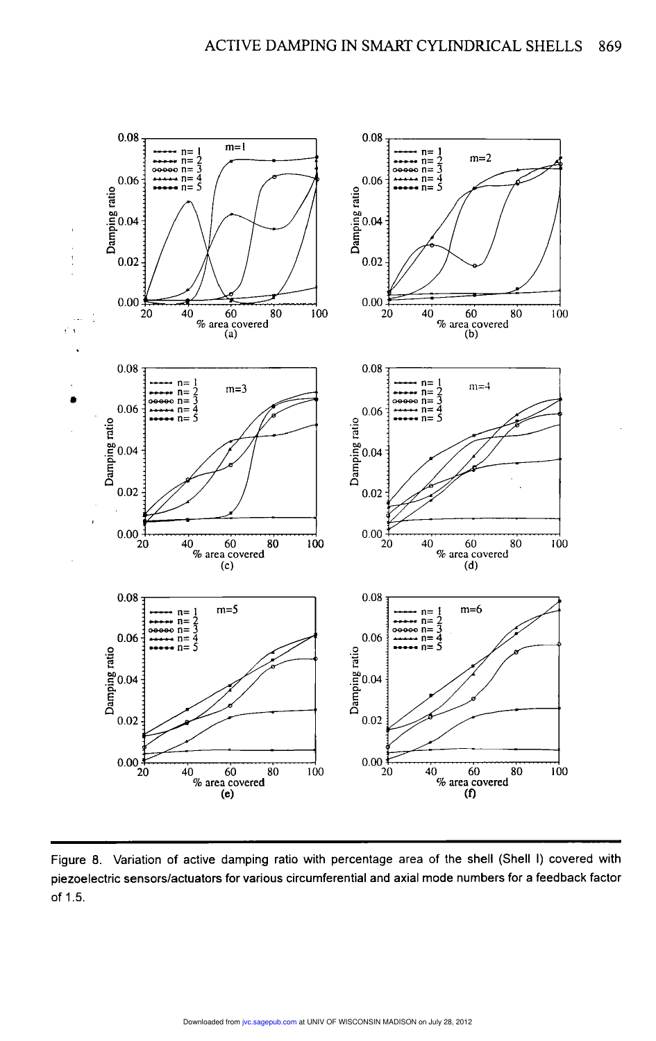Figure 8. Variation of active damping ratio with percentage area of the shell (Shell I) covered with piezoelectric sensors/actuators for various circumferential and axial mode numbers for a feedback factor of 1.5.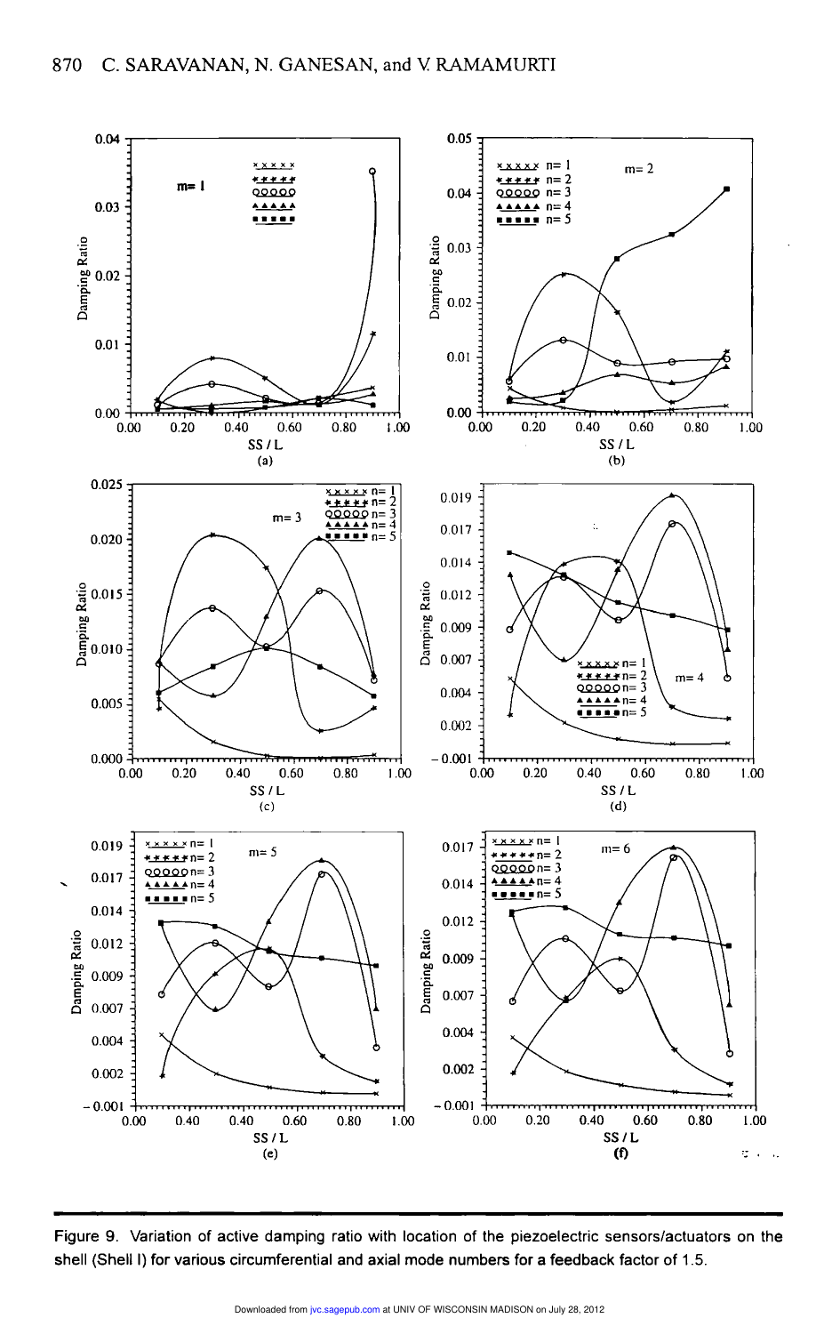Figure 9. Variation of active damping ratio with location of the piezoelectric sensors/actuators on the shell (Shell I) for various circumferential and axial mode numbers for a feedback factor of 1.5.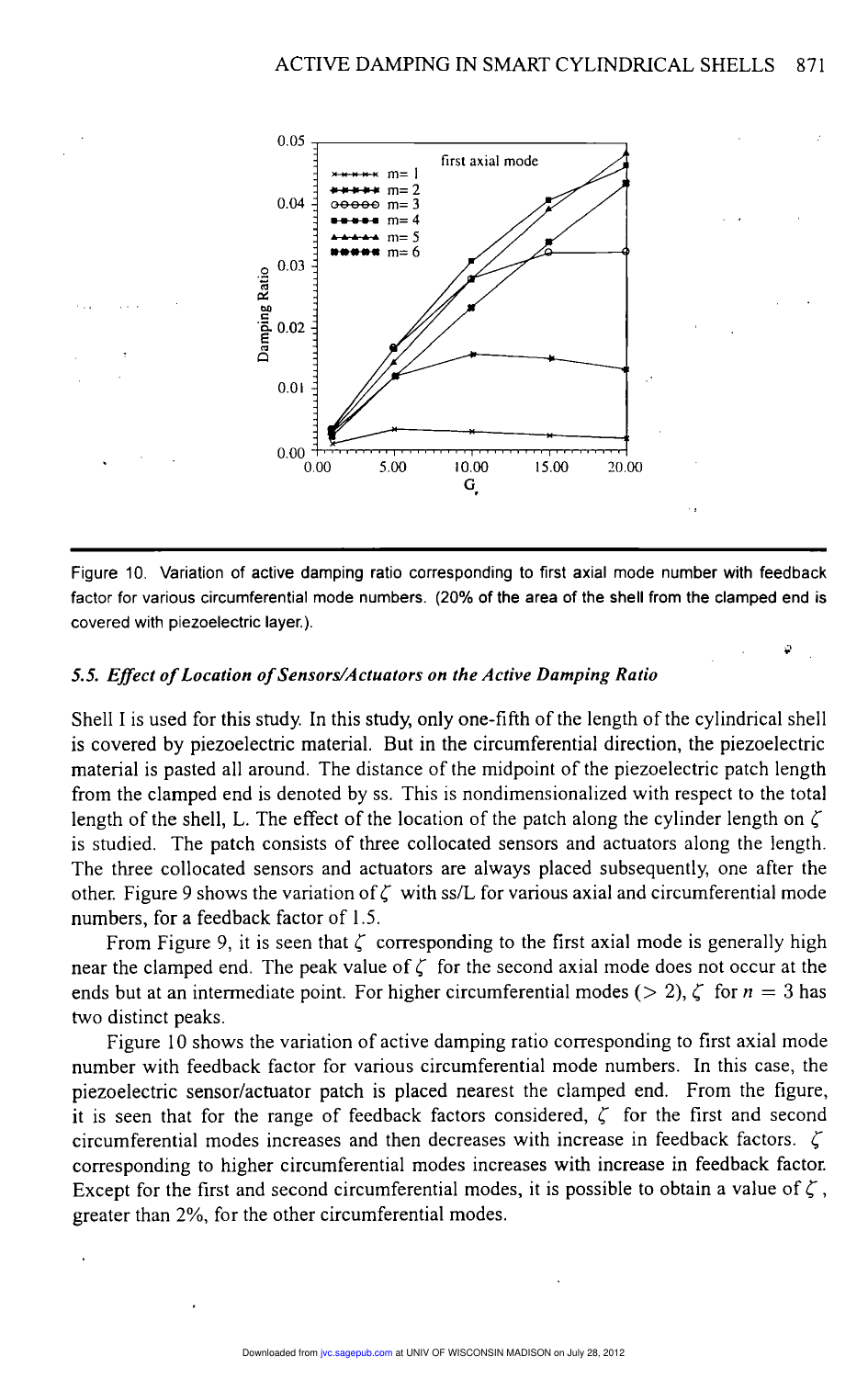Figure 10. Variation of active damping ratio corresponding to first axial mode number with feedback factor for various circumferential mode numbers. (20% of the area of the shell from the clamped end is covered with piezoelectric layer.).

### 5.5. *Effect of Location of Sensors/Actuators on the Active Damping Ratio*

Shell I is used for this study. In this study, only one-fifth of the length of the cylindrical shell is covered by piezoelectric material. But in the circumferential direction, the piezoelectric material is pasted all around. The distance of the midpoint of the piezoelectric patch length from the clamped end is denoted by ss. This is nondimensionalized with respect to the total length of the shell, L. The effect of the location of the patch along the cylinder length on $\zeta$ is studied. The patch consists of three collocated sensors and actuators along the length. The three collocated sensors and actuators are always placed subsequently, one after the other. Figure 9 shows the variation of $\zeta$ with ss/L for various axial and circumferential mode numbers, for a feedback factor of 1.5.

From Figure 9, it is seen that $\zeta$ corresponding to the first axial mode is generally high near the clamped end. The peak value of $\zeta$ for the second axial mode does not occur at the ends but at an intermediate point. For higher circumferential modes ($> 2$), $\zeta$ for $n = 3$ has two distinct peaks.

Figure 10 shows the variation of active damping ratio corresponding to first axial mode number with feedback factor for various circumferential mode numbers. In this case, the piezoelectric sensor/actuator patch is placed nearest the clamped end. From the figure, it is seen that for the range of feedback factors considered, $\zeta$ for the first and second circumferential modes increases and then decreases with increase in feedback factors. $\zeta$ corresponding to higher circumferential modes increases with increase in feedback factor. Except for the first and second circumferential modes, it is possible to obtain a value of $\zeta$, greater than 2%, for the other circumferential modes.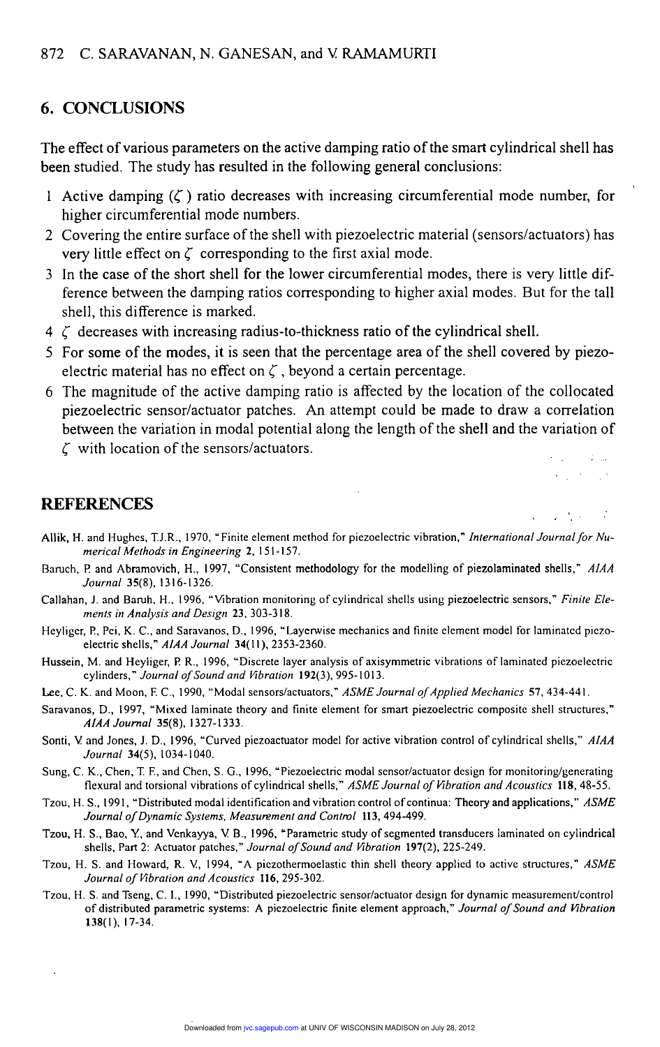## 6. CONCLUSIONS

The effect of various parameters on the active damping ratio of the smart cylindrical shell has been studied. The study has resulted in the following general conclusions:

1. Active damping ($\zeta$) ratio decreases with increasing circumferential mode number, for higher circumferential mode numbers.
2. Covering the entire surface of the shell with piezoelectric material (sensors/actuators) has very little effect on $\zeta$ corresponding to the first axial mode.
3. In the case of the short shell for the lower circumferential modes, there is very little difference between the damping ratios corresponding to higher axial modes. But for the tall shell, this difference is marked.
4. $\zeta$ decreases with increasing radius-to-thickness ratio of the cylindrical shell.
5. For some of the modes, it is seen that the percentage area of the shell covered by piezoelectric material has no effect on $\zeta$, beyond a certain percentage.
6. The magnitude of the active damping ratio is affected by the location of the collocated piezoelectric sensor/actuator patches. An attempt could be made to draw a correlation between the variation in modal potential along the length of the shell and the variation of $\zeta$ with location of the sensors/actuators.

## REFERENCES

Allik, H. and Hughes, T.J.R., 1970, "Finite element method for piezoelectric vibration," *International Journal for Numerical Methods in Engineering* **2**, 151-157.

Baruch, P. and Abramovich, H., 1997, "Consistent methodology for the modelling of piezolaminated shells," *AIAA Journal* **35**(8), 1316-1326.

Callahan, J. and Baruh, H., 1996, "Vibration monitoring of cylindrical shells using piezoelectric sensors," *Finite Elements in Analysis and Design* **23**, 303-318.

Heyliger, P., Pei, K. C., and Saravanos, D., 1996, "Layerwise mechanics and finite element model for laminated piezoelectric shells," *AIAA Journal* **34**(11), 2353-2360.

Hussein, M. and Heyliger, P. R., 1996, "Discrete layer analysis of axisymmetric vibrations of laminated piezoelectric cylinders," *Journal of Sound and Vibration* **192**(3), 995-1013.

Lee, C. K. and Moon, F. C., 1990, "Modal sensors/actuators," *ASME Journal of Applied Mechanics* **57**, 434-441.

Saravanos, D., 1997, "Mixed laminate theory and finite element for smart piezoelectric composite shell structures," *AIAA Journal* **35**(8), 1327-1333.

Sonti, V. and Jones, J. D., 1996, "Curved piezoactuator model for active vibration control of cylindrical shells," *AIAA Journal* **34**(5), 1034-1040.

Sung, C. K., Chen, T. F., and Chen, S. G., 1996, "Piezoelectric modal sensor/actuator design for monitoring/generating flexural and torsional vibrations of cylindrical shells," *ASME Journal of Vibration and Acoustics* **118**, 48-55.

Tzou, H. S., 1991, "Distributed modal identification and vibration control of continua: Theory and applications," *ASME Journal of Dynamic Systems, Measurement and Control* **113**, 494-499.

Tzou, H. S., Bao, Y., and Venkayya, V. B., 1996, "Parametric study of segmented transducers laminated on cylindrical shells, Part 2: Actuator patches," *Journal of Sound and Vibration* **197**(2), 225-249.

Tzou, H. S. and Howard, R. V., 1994, "A piezothermoelastic thin shell theory applied to active structures," *ASME Journal of Vibration and Acoustics* **116**, 295-302.

Tzou, H. S. and Tseng, C. I., 1990, "Distributed piezoelectric sensor/actuator design for dynamic measurement/control of distributed parametric systems: A piezoelectric finite element approach," *Journal of Sound and Vibration* **138**(1), 17-34.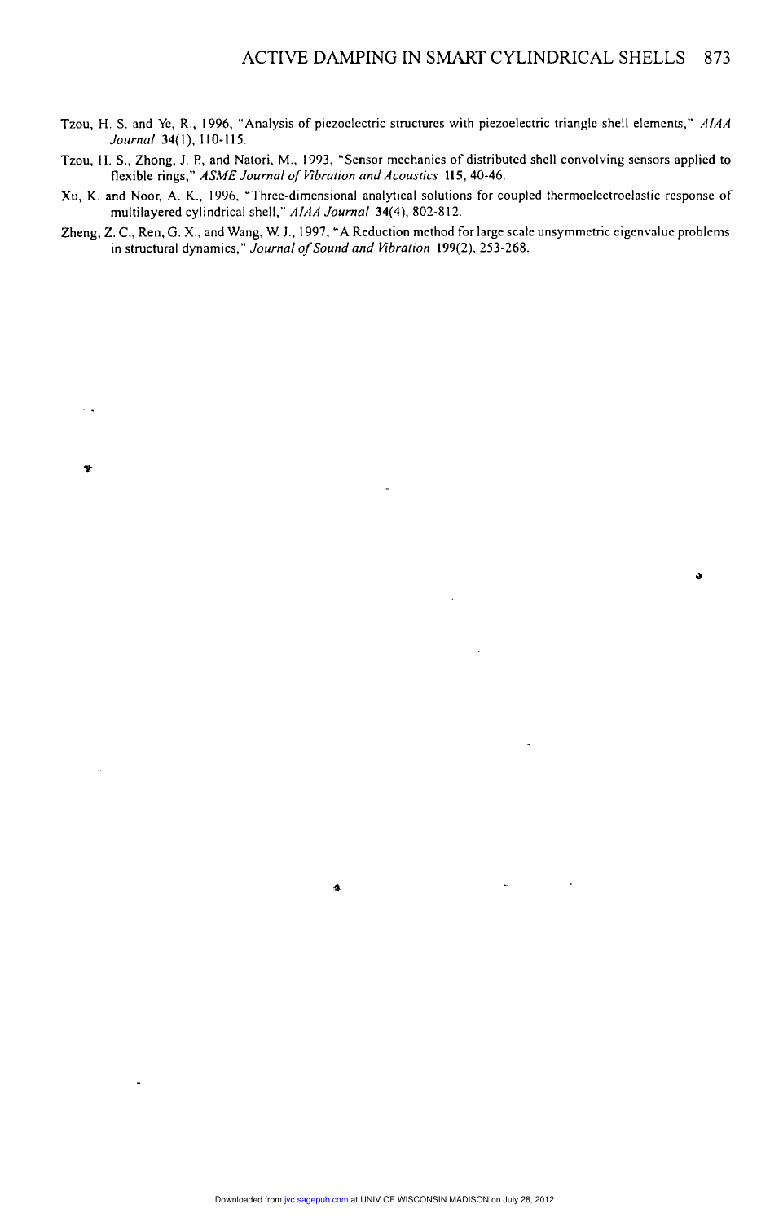Tzou, H. S. and Ye, R., 1996, "Analysis of piezoelectric structures with piezoelectric triangle shell elements," *AIAA Journal* **34**(1), 110-115.

Tzou, H. S., Zhong, J. P., and Natori, M., 1993, "Sensor mechanics of distributed shell convolving sensors applied to flexible rings," *ASME Journal of Vibration and Acoustics* **115**, 40-46.

Xu, K. and Noor, A. K., 1996, "Three-dimensional analytical solutions for coupled thermoelectroelastic response of multilayered cylindrical shell," *AIAA Journal* **34**(4), 802-812.

Zheng, Z. C., Ren, G. X., and Wang, W. J., 1997, "A Reduction method for large scale unsymmetric eigenvalue problems in structural dynamics," *Journal of Sound and Vibration* **199**(2), 253-268.